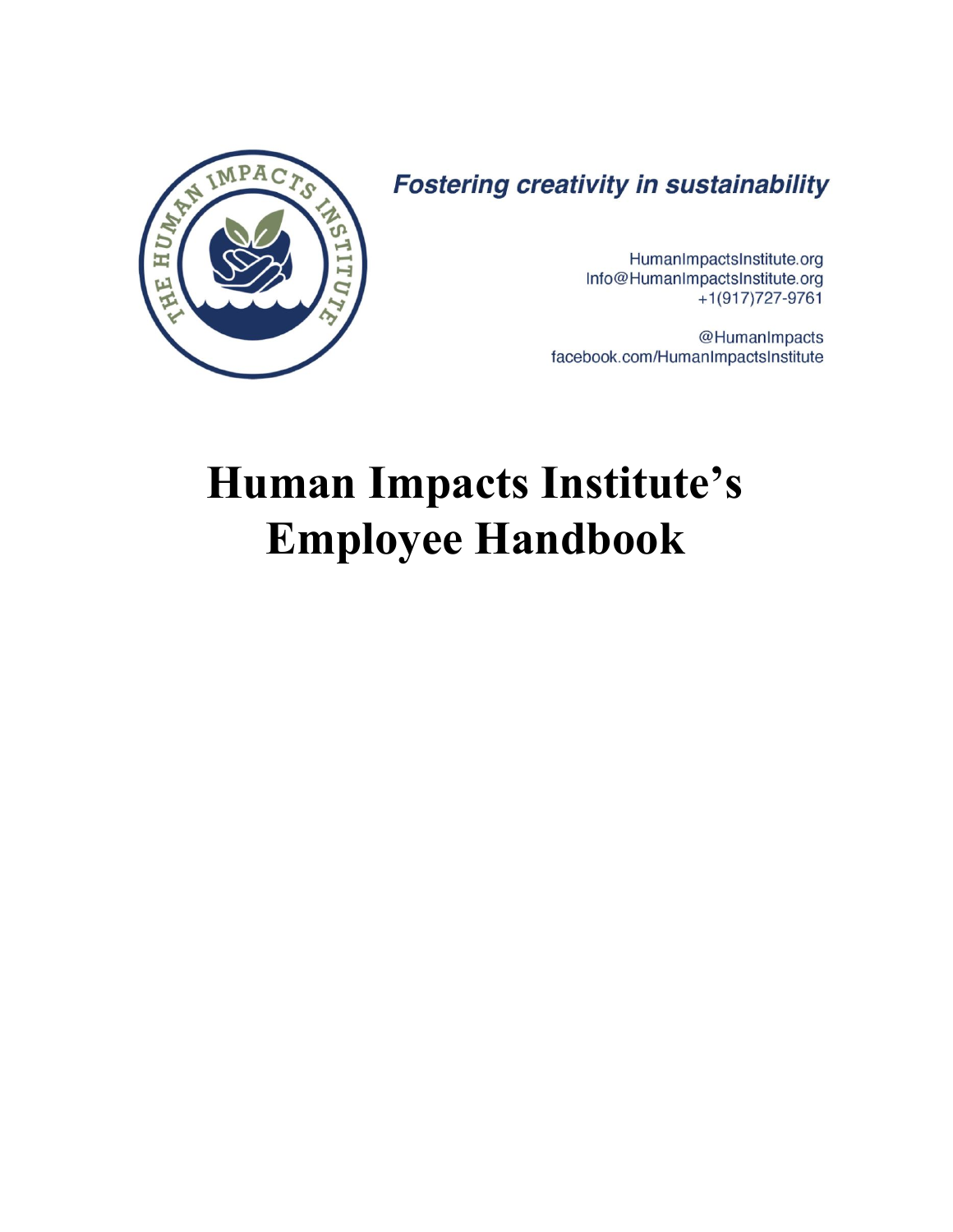*Fostering creativity in sustainability*

HumanImpactsInstitute.org
Info@HumanImpactsInstitute.org
+1(917)727-9761

@HumanImpacts
facebook.com/HumanImpactsInstitute

# Human Impacts Institute's Employee Handbook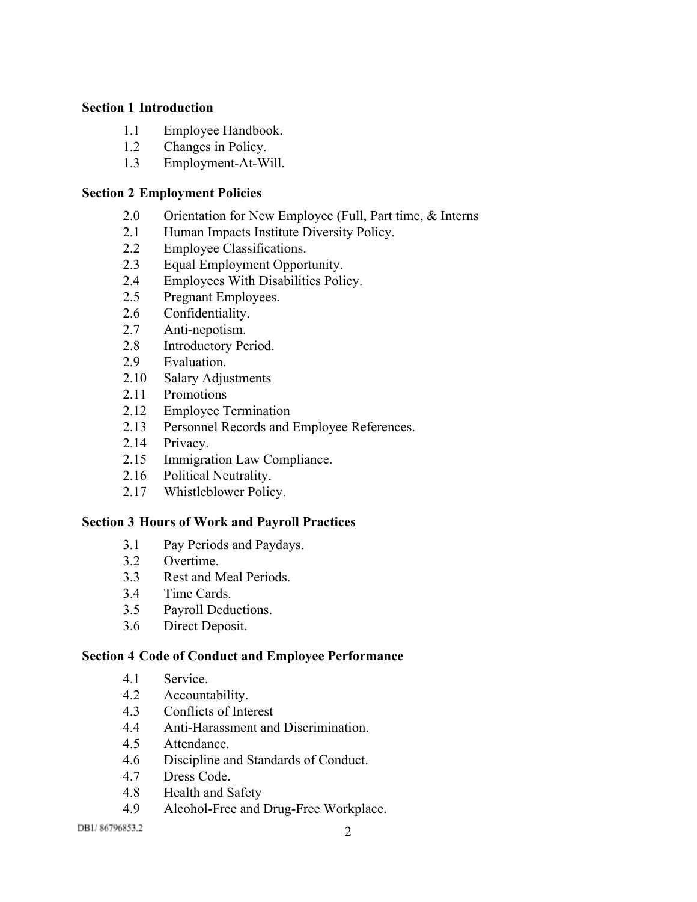**Section 1 Introduction**

- 1.1 Employee Handbook.
- 1.2 Changes in Policy.
- 1.3 Employment-At-Will.

**Section 2 Employment Policies**

- 2.0 Orientation for New Employee (Full, Part time, & Interns
- 2.1 Human Impacts Institute Diversity Policy.
- 2.2 Employee Classifications.
- 2.3 Equal Employment Opportunity.
- 2.4 Employees With Disabilities Policy.
- 2.5 Pregnant Employees.
- 2.6 Confidentiality.
- 2.7 Anti-nepotism.
- 2.8 Introductory Period.
- 2.9 Evaluation.
- 2.10 Salary Adjustments
- 2.11 Promotions
- 2.12 Employee Termination
- 2.13 Personnel Records and Employee References.
- 2.14 Privacy.
- 2.15 Immigration Law Compliance.
- 2.16 Political Neutrality.
- 2.17 Whistleblower Policy.

**Section 3 Hours of Work and Payroll Practices**

- 3.1 Pay Periods and Paydays.
- 3.2 Overtime.
- 3.3 Rest and Meal Periods.
- 3.4 Time Cards.
- 3.5 Payroll Deductions.
- 3.6 Direct Deposit.

**Section 4 Code of Conduct and Employee Performance**

- 4.1 Service.
- 4.2 Accountability.
- 4.3 Conflicts of Interest
- 4.4 Anti-Harassment and Discrimination.
- 4.5 Attendance.
- 4.6 Discipline and Standards of Conduct.
- 4.7 Dress Code.
- 4.8 Health and Safety
- 4.9 Alcohol-Free and Drug-Free Workplace.

DB1/ 86796853.2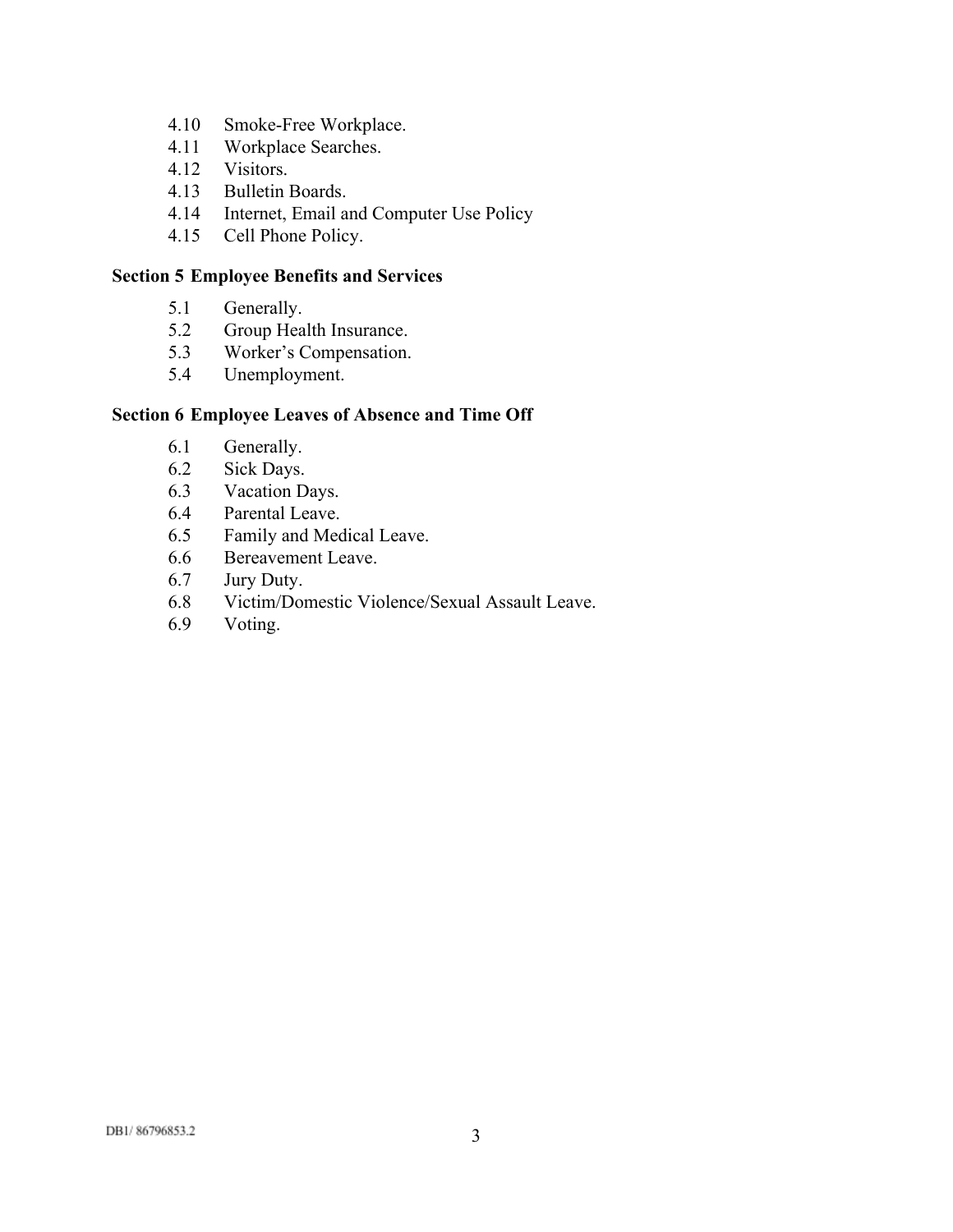4.10 Smoke-Free Workplace.
4.11 Workplace Searches.
4.12 Visitors.
4.13 Bulletin Boards.
4.14 Internet, Email and Computer Use Policy
4.15 Cell Phone Policy.

**Section 5 Employee Benefits and Services**

5.1 Generally.
5.2 Group Health Insurance.
5.3 Worker's Compensation.
5.4 Unemployment.

**Section 6 Employee Leaves of Absence and Time Off**

6.1 Generally.
6.2 Sick Days.
6.3 Vacation Days.
6.4 Parental Leave.
6.5 Family and Medical Leave.
6.6 Bereavement Leave.
6.7 Jury Duty.
6.8 Victim/Domestic Violence/Sexual Assault Leave.
6.9 Voting.

DB1/ 86796853.2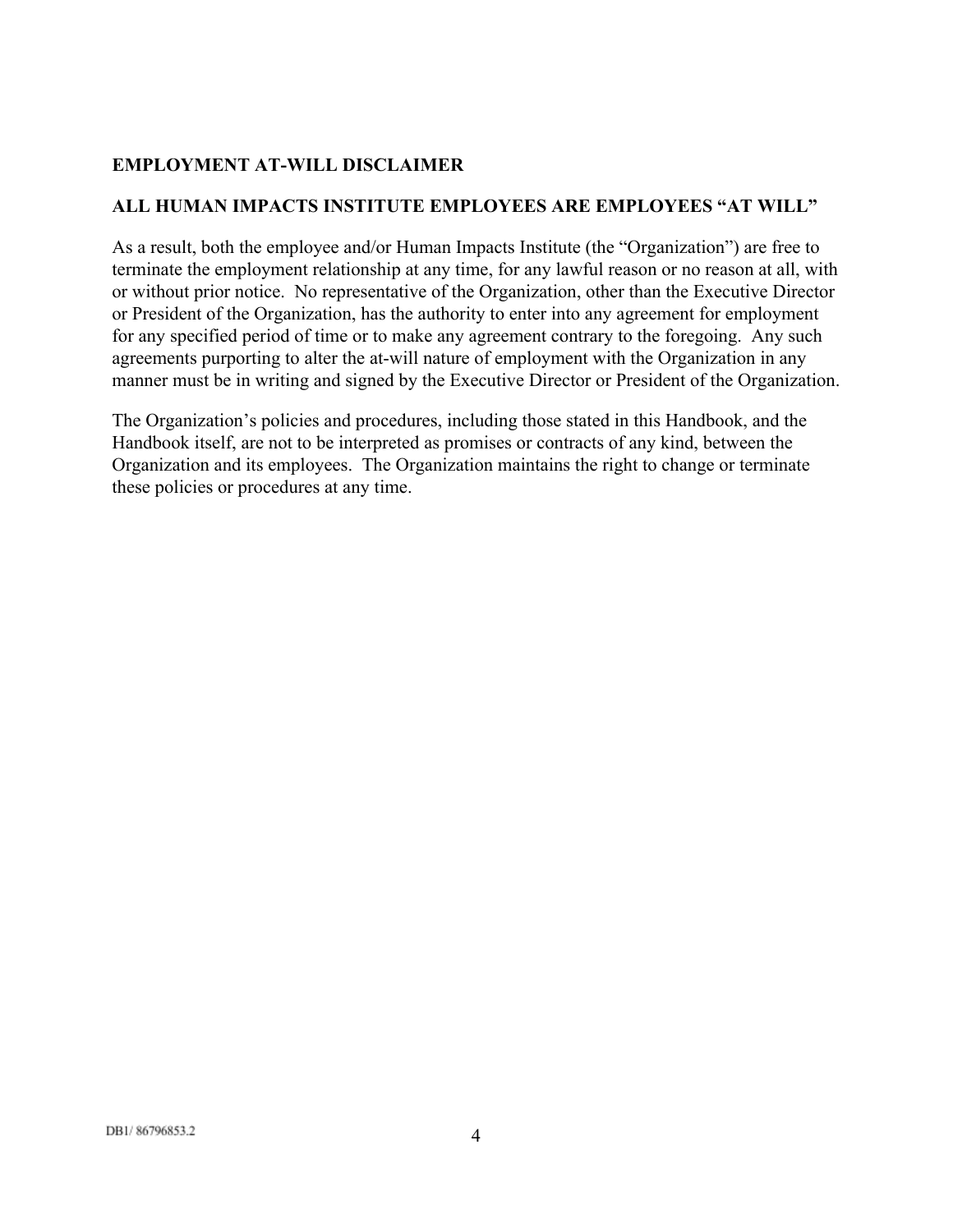## EMPLOYMENT AT-WILL DISCLAIMER

## ALL HUMAN IMPACTS INSTITUTE EMPLOYEES ARE EMPLOYEES "AT WILL"

As a result, both the employee and/or Human Impacts Institute (the "Organization") are free to terminate the employment relationship at any time, for any lawful reason or no reason at all, with or without prior notice. No representative of the Organization, other than the Executive Director or President of the Organization, has the authority to enter into any agreement for employment for any specified period of time or to make any agreement contrary to the foregoing. Any such agreements purporting to alter the at-will nature of employment with the Organization in any manner must be in writing and signed by the Executive Director or President of the Organization.

The Organization's policies and procedures, including those stated in this Handbook, and the Handbook itself, are not to be interpreted as promises or contracts of any kind, between the Organization and its employees. The Organization maintains the right to change or terminate these policies or procedures at any time.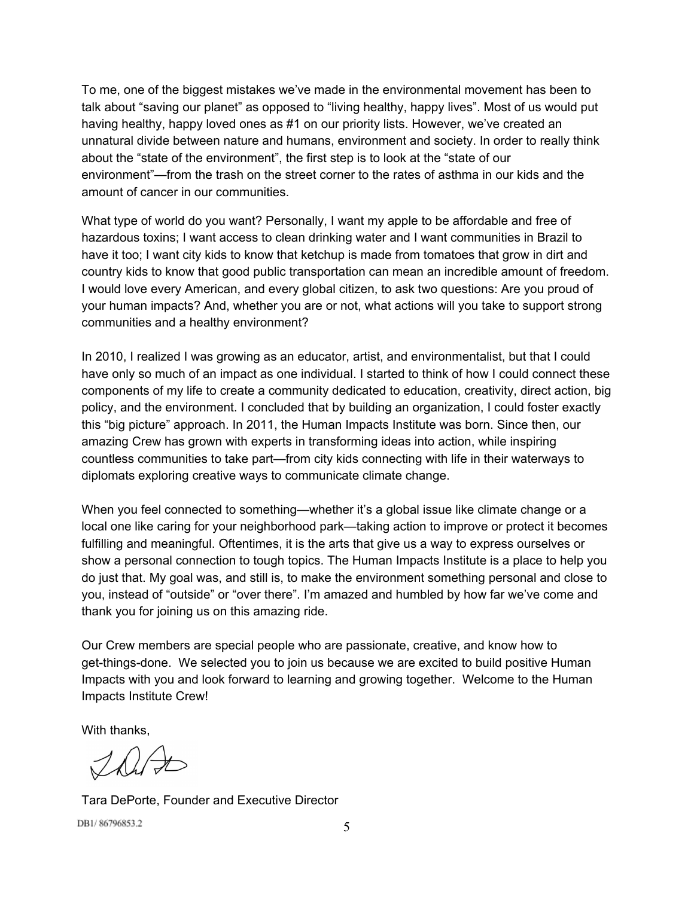To me, one of the biggest mistakes we've made in the environmental movement has been to talk about "saving our planet" as opposed to "living healthy, happy lives". Most of us would put having healthy, happy loved ones as #1 on our priority lists. However, we've created an unnatural divide between nature and humans, environment and society. In order to really think about the "state of the environment", the first step is to look at the "state of our environment"—from the trash on the street corner to the rates of asthma in our kids and the amount of cancer in our communities.

What type of world do you want? Personally, I want my apple to be affordable and free of hazardous toxins; I want access to clean drinking water and I want communities in Brazil to have it too; I want city kids to know that ketchup is made from tomatoes that grow in dirt and country kids to know that good public transportation can mean an incredible amount of freedom. I would love every American, and every global citizen, to ask two questions: Are you proud of your human impacts? And, whether you are or not, what actions will you take to support strong communities and a healthy environment?

In 2010, I realized I was growing as an educator, artist, and environmentalist, but that I could have only so much of an impact as one individual. I started to think of how I could connect these components of my life to create a community dedicated to education, creativity, direct action, big policy, and the environment. I concluded that by building an organization, I could foster exactly this "big picture" approach. In 2011, the Human Impacts Institute was born. Since then, our amazing Crew has grown with experts in transforming ideas into action, while inspiring countless communities to take part—from city kids connecting with life in their waterways to diplomats exploring creative ways to communicate climate change.

When you feel connected to something—whether it's a global issue like climate change or a local one like caring for your neighborhood park—taking action to improve or protect it becomes fulfilling and meaningful. Oftentimes, it is the arts that give us a way to express ourselves or show a personal connection to tough topics. The Human Impacts Institute is a place to help you do just that. My goal was, and still is, to make the environment something personal and close to you, instead of "outside" or "over there". I'm amazed and humbled by how far we've come and thank you for joining us on this amazing ride.

Our Crew members are special people who are passionate, creative, and know how to get-things-done. We selected you to join us because we are excited to build positive Human Impacts with you and look forward to learning and growing together. Welcome to the Human Impacts Institute Crew!

With thanks,

Tara DePorte, Founder and Executive Director

DB1/ 86796853.2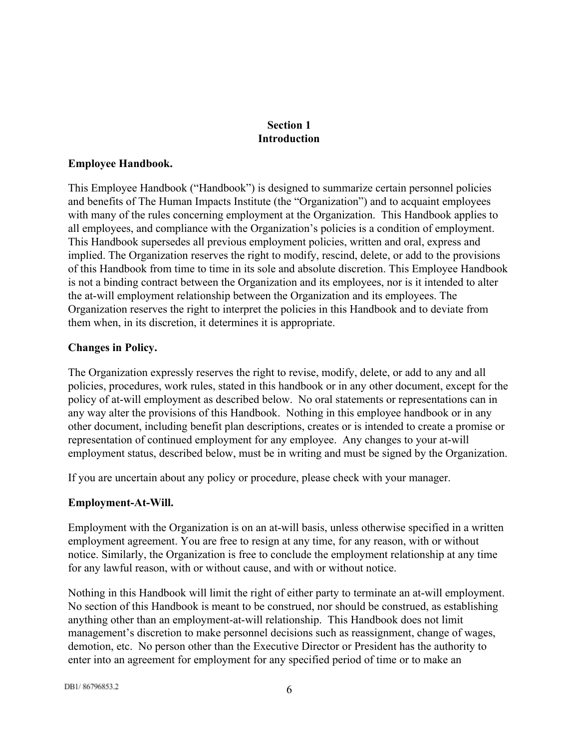## Section 1
## Introduction

**Employee Handbook.**

This Employee Handbook ("Handbook") is designed to summarize certain personnel policies and benefits of The Human Impacts Institute (the "Organization") and to acquaint employees with many of the rules concerning employment at the Organization. This Handbook applies to all employees, and compliance with the Organization's policies is a condition of employment. This Handbook supersedes all previous employment policies, written and oral, express and implied. The Organization reserves the right to modify, rescind, delete, or add to the provisions of this Handbook from time to time in its sole and absolute discretion. This Employee Handbook is not a binding contract between the Organization and its employees, nor is it intended to alter the at-will employment relationship between the Organization and its employees. The Organization reserves the right to interpret the policies in this Handbook and to deviate from them when, in its discretion, it determines it is appropriate.

**Changes in Policy.**

The Organization expressly reserves the right to revise, modify, delete, or add to any and all policies, procedures, work rules, stated in this handbook or in any other document, except for the policy of at-will employment as described below. No oral statements or representations can in any way alter the provisions of this Handbook. Nothing in this employee handbook or in any other document, including benefit plan descriptions, creates or is intended to create a promise or representation of continued employment for any employee. Any changes to your at-will employment status, described below, must be in writing and must be signed by the Organization.

If you are uncertain about any policy or procedure, please check with your manager.

**Employment-At-Will.**

Employment with the Organization is on an at-will basis, unless otherwise specified in a written employment agreement. You are free to resign at any time, for any reason, with or without notice. Similarly, the Organization is free to conclude the employment relationship at any time for any lawful reason, with or without cause, and with or without notice.

Nothing in this Handbook will limit the right of either party to terminate an at-will employment. No section of this Handbook is meant to be construed, nor should be construed, as establishing anything other than an employment-at-will relationship. This Handbook does not limit management's discretion to make personnel decisions such as reassignment, change of wages, demotion, etc. No person other than the Executive Director or President has the authority to enter into an agreement for employment for any specified period of time or to make an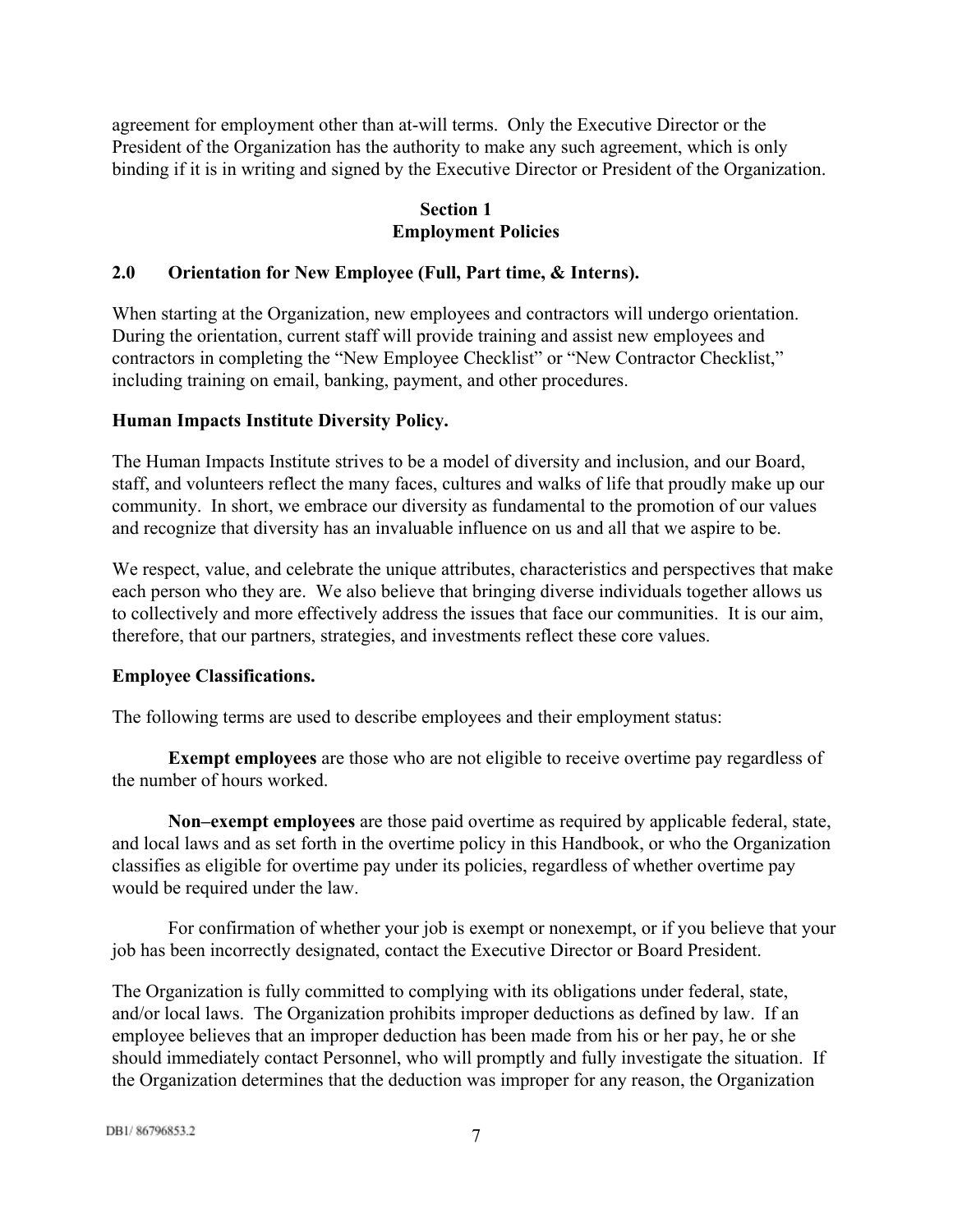agreement for employment other than at-will terms. Only the Executive Director or the President of the Organization has the authority to make any such agreement, which is only binding if it is in writing and signed by the Executive Director or President of the Organization.

## Section 1
## Employment Policies

### 2.0 Orientation for New Employee (Full, Part time, & Interns).

When starting at the Organization, new employees and contractors will undergo orientation. During the orientation, current staff will provide training and assist new employees and contractors in completing the "New Employee Checklist" or "New Contractor Checklist," including training on email, banking, payment, and other procedures.

### Human Impacts Institute Diversity Policy.

The Human Impacts Institute strives to be a model of diversity and inclusion, and our Board, staff, and volunteers reflect the many faces, cultures and walks of life that proudly make up our community. In short, we embrace our diversity as fundamental to the promotion of our values and recognize that diversity has an invaluable influence on us and all that we aspire to be.

We respect, value, and celebrate the unique attributes, characteristics and perspectives that make each person who they are. We also believe that bringing diverse individuals together allows us to collectively and more effectively address the issues that face our communities. It is our aim, therefore, that our partners, strategies, and investments reflect these core values.

### Employee Classifications.

The following terms are used to describe employees and their employment status:

**Exempt employees** are those who are not eligible to receive overtime pay regardless of the number of hours worked.

**Non–exempt employees** are those paid overtime as required by applicable federal, state, and local laws and as set forth in the overtime policy in this Handbook, or who the Organization classifies as eligible for overtime pay under its policies, regardless of whether overtime pay would be required under the law.

For confirmation of whether your job is exempt or nonexempt, or if you believe that your job has been incorrectly designated, contact the Executive Director or Board President.

The Organization is fully committed to complying with its obligations under federal, state, and/or local laws. The Organization prohibits improper deductions as defined by law. If an employee believes that an improper deduction has been made from his or her pay, he or she should immediately contact Personnel, who will promptly and fully investigate the situation. If the Organization determines that the deduction was improper for any reason, the Organization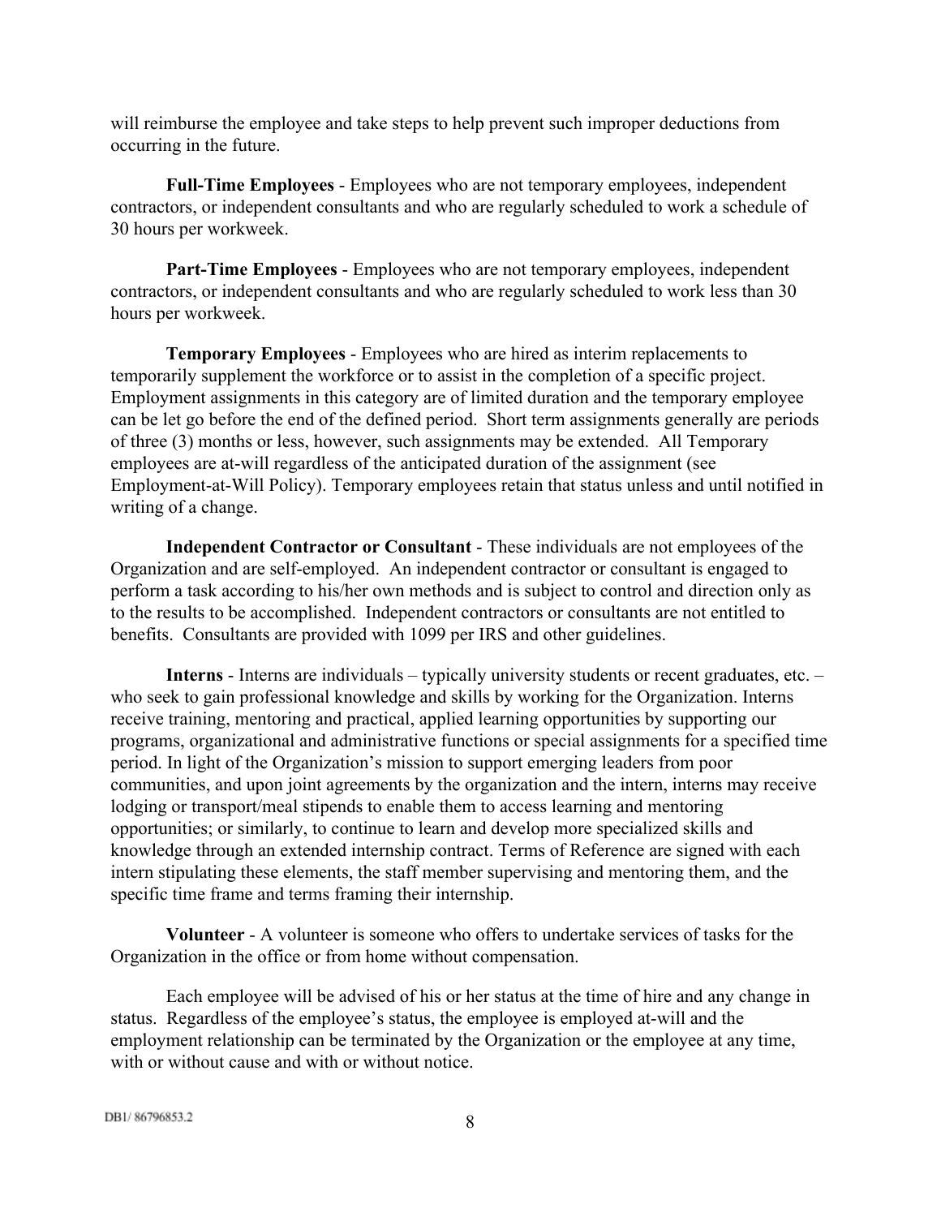will reimburse the employee and take steps to help prevent such improper deductions from occurring in the future.

**Full-Time Employees** - Employees who are not temporary employees, independent contractors, or independent consultants and who are regularly scheduled to work a schedule of 30 hours per workweek.

**Part-Time Employees** - Employees who are not temporary employees, independent contractors, or independent consultants and who are regularly scheduled to work less than 30 hours per workweek.

**Temporary Employees** - Employees who are hired as interim replacements to temporarily supplement the workforce or to assist in the completion of a specific project. Employment assignments in this category are of limited duration and the temporary employee can be let go before the end of the defined period. Short term assignments generally are periods of three (3) months or less, however, such assignments may be extended. All Temporary employees are at-will regardless of the anticipated duration of the assignment (see Employment-at-Will Policy). Temporary employees retain that status unless and until notified in writing of a change.

**Independent Contractor or Consultant** - These individuals are not employees of the Organization and are self-employed. An independent contractor or consultant is engaged to perform a task according to his/her own methods and is subject to control and direction only as to the results to be accomplished. Independent contractors or consultants are not entitled to benefits. Consultants are provided with 1099 per IRS and other guidelines.

**Interns** - Interns are individuals – typically university students or recent graduates, etc. – who seek to gain professional knowledge and skills by working for the Organization. Interns receive training, mentoring and practical, applied learning opportunities by supporting our programs, organizational and administrative functions or special assignments for a specified time period. In light of the Organization's mission to support emerging leaders from poor communities, and upon joint agreements by the organization and the intern, interns may receive lodging or transport/meal stipends to enable them to access learning and mentoring opportunities; or similarly, to continue to learn and develop more specialized skills and knowledge through an extended internship contract. Terms of Reference are signed with each intern stipulating these elements, the staff member supervising and mentoring them, and the specific time frame and terms framing their internship.

**Volunteer** - A volunteer is someone who offers to undertake services of tasks for the Organization in the office or from home without compensation.

Each employee will be advised of his or her status at the time of hire and any change in status. Regardless of the employee's status, the employee is employed at-will and the employment relationship can be terminated by the Organization or the employee at any time, with or without cause and with or without notice.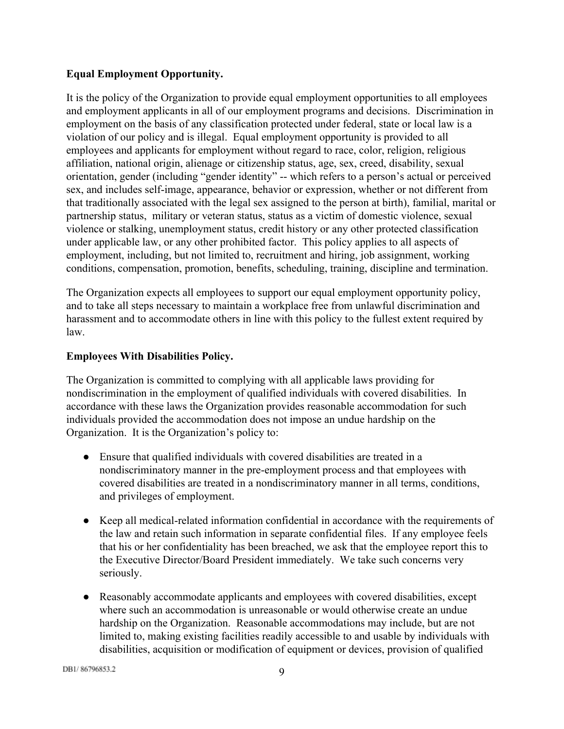**Equal Employment Opportunity.**

It is the policy of the Organization to provide equal employment opportunities to all employees and employment applicants in all of our employment programs and decisions. Discrimination in employment on the basis of any classification protected under federal, state or local law is a violation of our policy and is illegal. Equal employment opportunity is provided to all employees and applicants for employment without regard to race, color, religion, religious affiliation, national origin, alienage or citizenship status, age, sex, creed, disability, sexual orientation, gender (including "gender identity" -- which refers to a person's actual or perceived sex, and includes self-image, appearance, behavior or expression, whether or not different from that traditionally associated with the legal sex assigned to the person at birth), familial, marital or partnership status, military or veteran status, status as a victim of domestic violence, sexual violence or stalking, unemployment status, credit history or any other protected classification under applicable law, or any other prohibited factor. This policy applies to all aspects of employment, including, but not limited to, recruitment and hiring, job assignment, working conditions, compensation, promotion, benefits, scheduling, training, discipline and termination.

The Organization expects all employees to support our equal employment opportunity policy, and to take all steps necessary to maintain a workplace free from unlawful discrimination and harassment and to accommodate others in line with this policy to the fullest extent required by law.

**Employees With Disabilities Policy.**

The Organization is committed to complying with all applicable laws providing for nondiscrimination in the employment of qualified individuals with covered disabilities. In accordance with these laws the Organization provides reasonable accommodation for such individuals provided the accommodation does not impose an undue hardship on the Organization. It is the Organization's policy to:

- Ensure that qualified individuals with covered disabilities are treated in a nondiscriminatory manner in the pre-employment process and that employees with covered disabilities are treated in a nondiscriminatory manner in all terms, conditions, and privileges of employment.

- Keep all medical-related information confidential in accordance with the requirements of the law and retain such information in separate confidential files. If any employee feels that his or her confidentiality has been breached, we ask that the employee report this to the Executive Director/Board President immediately. We take such concerns very seriously.

- Reasonably accommodate applicants and employees with covered disabilities, except where such an accommodation is unreasonable or would otherwise create an undue hardship on the Organization. Reasonable accommodations may include, but are not limited to, making existing facilities readily accessible to and usable by individuals with disabilities, acquisition or modification of equipment or devices, provision of qualified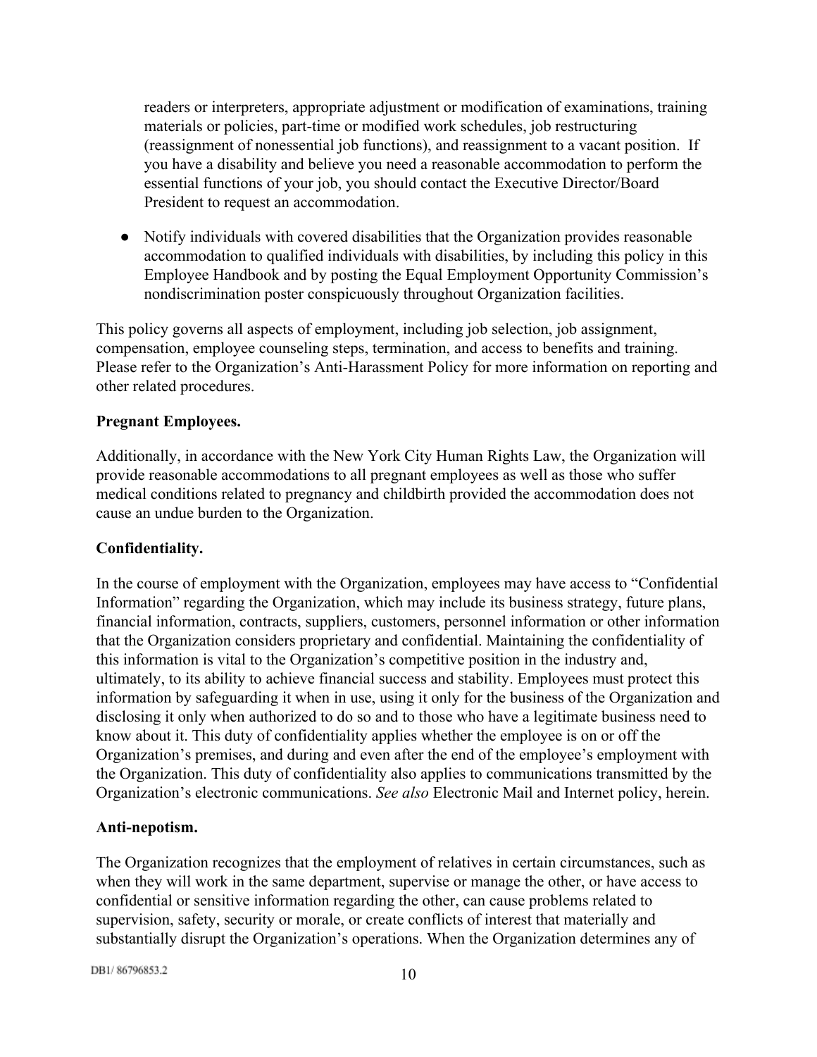readers or interpreters, appropriate adjustment or modification of examinations, training materials or policies, part-time or modified work schedules, job restructuring (reassignment of nonessential job functions), and reassignment to a vacant position. If you have a disability and believe you need a reasonable accommodation to perform the essential functions of your job, you should contact the Executive Director/Board President to request an accommodation.

- Notify individuals with covered disabilities that the Organization provides reasonable accommodation to qualified individuals with disabilities, by including this policy in this Employee Handbook and by posting the Equal Employment Opportunity Commission's nondiscrimination poster conspicuously throughout Organization facilities.

This policy governs all aspects of employment, including job selection, job assignment, compensation, employee counseling steps, termination, and access to benefits and training. Please refer to the Organization's Anti-Harassment Policy for more information on reporting and other related procedures.

**Pregnant Employees.**

Additionally, in accordance with the New York City Human Rights Law, the Organization will provide reasonable accommodations to all pregnant employees as well as those who suffer medical conditions related to pregnancy and childbirth provided the accommodation does not cause an undue burden to the Organization.

**Confidentiality.**

In the course of employment with the Organization, employees may have access to "Confidential Information" regarding the Organization, which may include its business strategy, future plans, financial information, contracts, suppliers, customers, personnel information or other information that the Organization considers proprietary and confidential. Maintaining the confidentiality of this information is vital to the Organization's competitive position in the industry and, ultimately, to its ability to achieve financial success and stability. Employees must protect this information by safeguarding it when in use, using it only for the business of the Organization and disclosing it only when authorized to do so and to those who have a legitimate business need to know about it. This duty of confidentiality applies whether the employee is on or off the Organization's premises, and during and even after the end of the employee's employment with the Organization. This duty of confidentiality also applies to communications transmitted by the Organization's electronic communications. *See also* Electronic Mail and Internet policy, herein.

**Anti-nepotism.**

The Organization recognizes that the employment of relatives in certain circumstances, such as when they will work in the same department, supervise or manage the other, or have access to confidential or sensitive information regarding the other, can cause problems related to supervision, safety, security or morale, or create conflicts of interest that materially and substantially disrupt the Organization's operations. When the Organization determines any of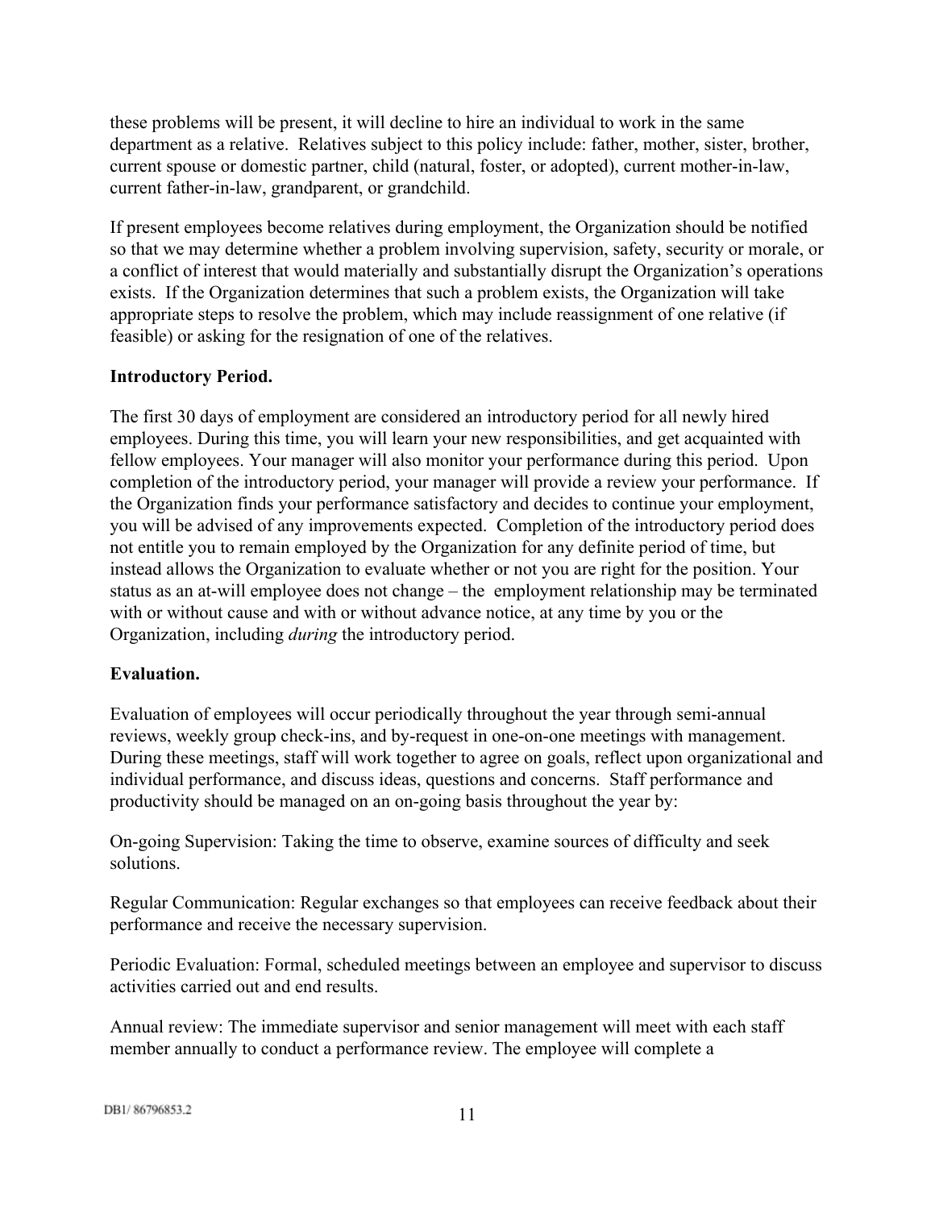these problems will be present, it will decline to hire an individual to work in the same department as a relative. Relatives subject to this policy include: father, mother, sister, brother, current spouse or domestic partner, child (natural, foster, or adopted), current mother-in-law, current father-in-law, grandparent, or grandchild.

If present employees become relatives during employment, the Organization should be notified so that we may determine whether a problem involving supervision, safety, security or morale, or a conflict of interest that would materially and substantially disrupt the Organization's operations exists. If the Organization determines that such a problem exists, the Organization will take appropriate steps to resolve the problem, which may include reassignment of one relative (if feasible) or asking for the resignation of one of the relatives.

**Introductory Period.**

The first 30 days of employment are considered an introductory period for all newly hired employees. During this time, you will learn your new responsibilities, and get acquainted with fellow employees. Your manager will also monitor your performance during this period. Upon completion of the introductory period, your manager will provide a review your performance. If the Organization finds your performance satisfactory and decides to continue your employment, you will be advised of any improvements expected. Completion of the introductory period does not entitle you to remain employed by the Organization for any definite period of time, but instead allows the Organization to evaluate whether or not you are right for the position. Your status as an at-will employee does not change – the employment relationship may be terminated with or without cause and with or without advance notice, at any time by you or the Organization, including *during* the introductory period.

**Evaluation.**

Evaluation of employees will occur periodically throughout the year through semi-annual reviews, weekly group check-ins, and by-request in one-on-one meetings with management. During these meetings, staff will work together to agree on goals, reflect upon organizational and individual performance, and discuss ideas, questions and concerns. Staff performance and productivity should be managed on an on-going basis throughout the year by:

On-going Supervision: Taking the time to observe, examine sources of difficulty and seek solutions.

Regular Communication: Regular exchanges so that employees can receive feedback about their performance and receive the necessary supervision.

Periodic Evaluation: Formal, scheduled meetings between an employee and supervisor to discuss activities carried out and end results.

Annual review: The immediate supervisor and senior management will meet with each staff member annually to conduct a performance review. The employee will complete a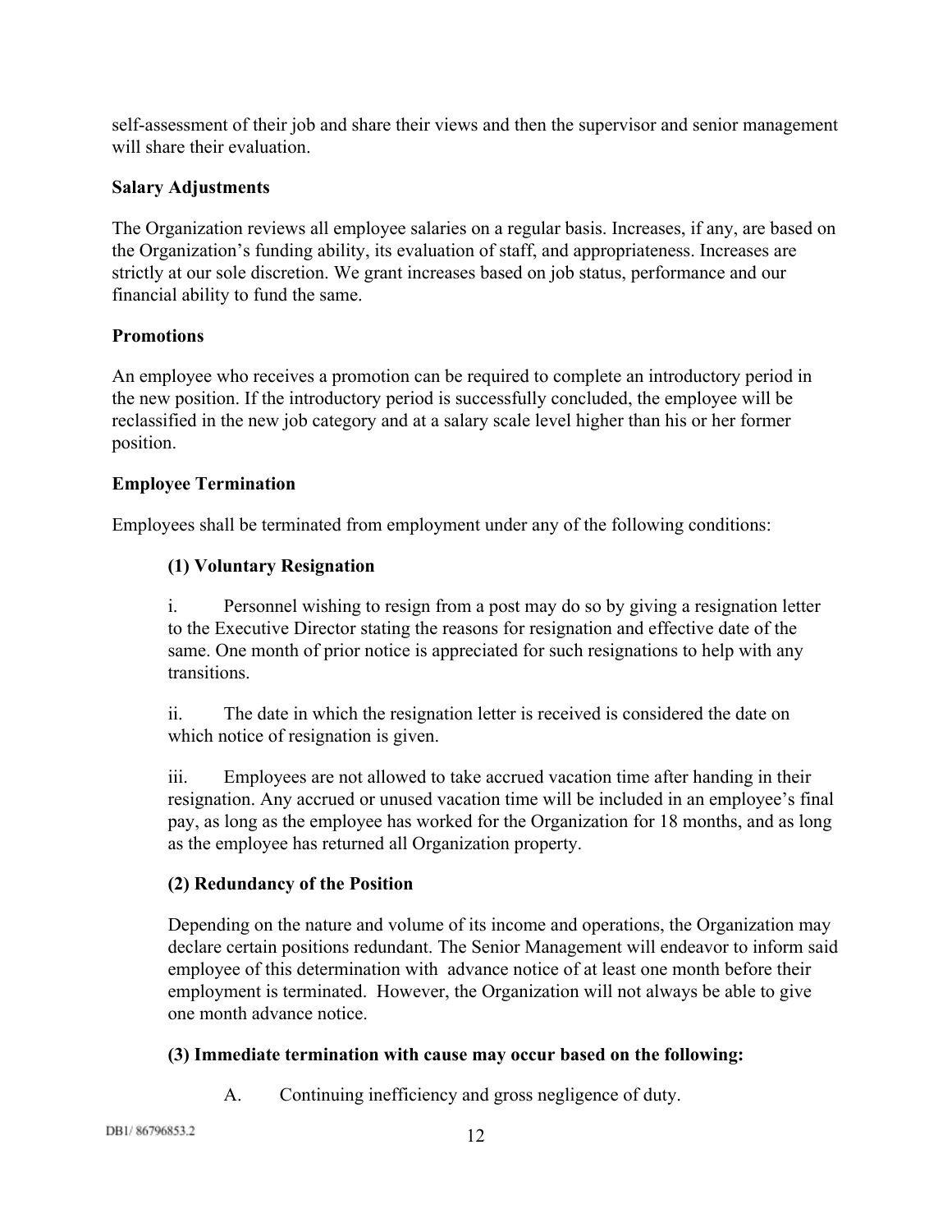self-assessment of their job and share their views and then the supervisor and senior management will share their evaluation.

**Salary Adjustments**

The Organization reviews all employee salaries on a regular basis. Increases, if any, are based on the Organization's funding ability, its evaluation of staff, and appropriateness. Increases are strictly at our sole discretion. We grant increases based on job status, performance and our financial ability to fund the same.

**Promotions**

An employee who receives a promotion can be required to complete an introductory period in the new position. If the introductory period is successfully concluded, the employee will be reclassified in the new job category and at a salary scale level higher than his or her former position.

**Employee Termination**

Employees shall be terminated from employment under any of the following conditions:

**(1) Voluntary Resignation**

i. Personnel wishing to resign from a post may do so by giving a resignation letter to the Executive Director stating the reasons for resignation and effective date of the same. One month of prior notice is appreciated for such resignations to help with any transitions.

ii. The date in which the resignation letter is received is considered the date on which notice of resignation is given.

iii. Employees are not allowed to take accrued vacation time after handing in their resignation. Any accrued or unused vacation time will be included in an employee's final pay, as long as the employee has worked for the Organization for 18 months, and as long as the employee has returned all Organization property.

**(2) Redundancy of the Position**

Depending on the nature and volume of its income and operations, the Organization may declare certain positions redundant. The Senior Management will endeavor to inform said employee of this determination with advance notice of at least one month before their employment is terminated. However, the Organization will not always be able to give one month advance notice.

**(3) Immediate termination with cause may occur based on the following:**

A. Continuing inefficiency and gross negligence of duty.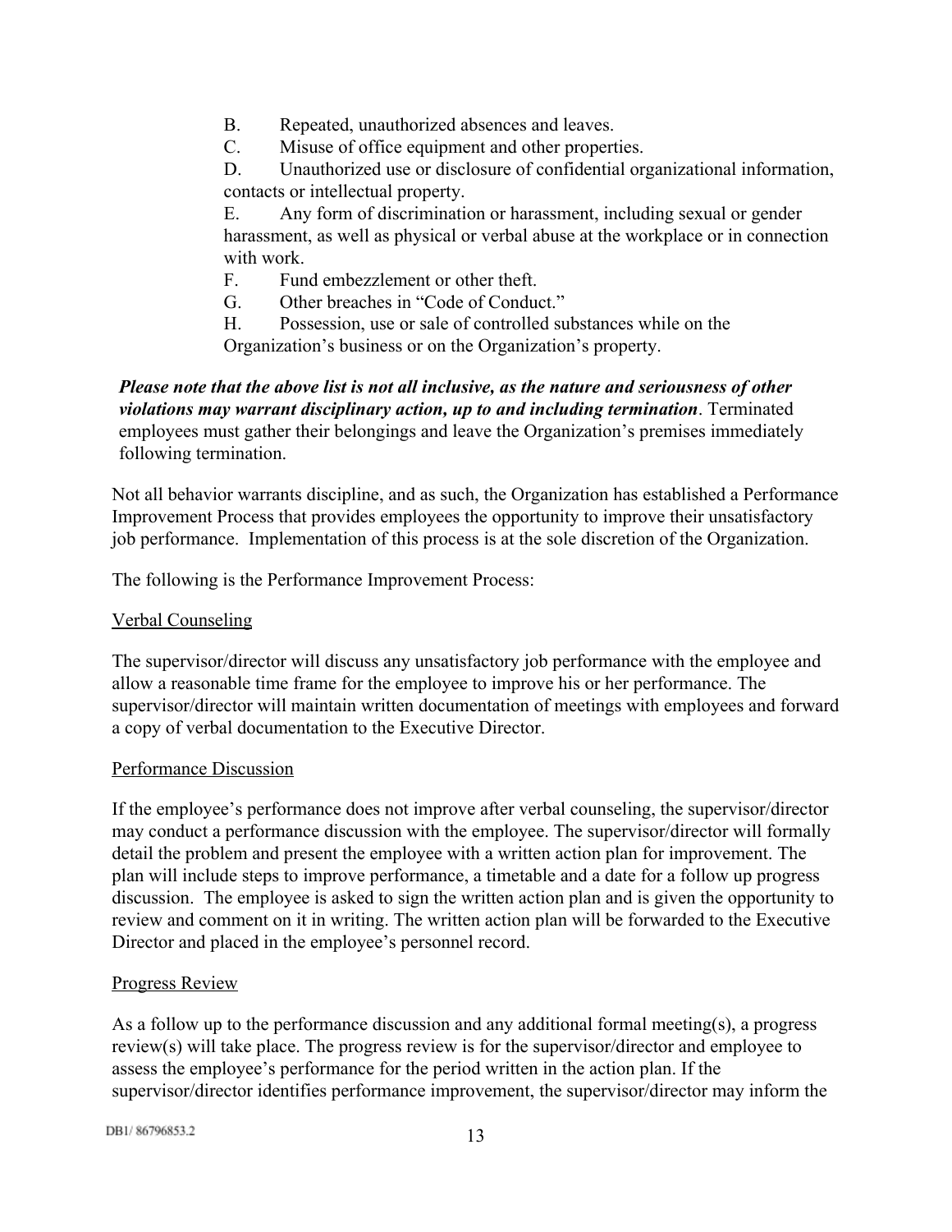B. Repeated, unauthorized absences and leaves.

C. Misuse of office equipment and other properties.

D. Unauthorized use or disclosure of confidential organizational information, contacts or intellectual property.

E. Any form of discrimination or harassment, including sexual or gender harassment, as well as physical or verbal abuse at the workplace or in connection with work.

F. Fund embezzlement or other theft.

G. Other breaches in "Code of Conduct."

H. Possession, use or sale of controlled substances while on the Organization's business or on the Organization's property.

***Please note that the above list is not all inclusive, as the nature and seriousness of other violations may warrant disciplinary action, up to and including termination***. Terminated employees must gather their belongings and leave the Organization's premises immediately following termination.

Not all behavior warrants discipline, and as such, the Organization has established a Performance Improvement Process that provides employees the opportunity to improve their unsatisfactory job performance. Implementation of this process is at the sole discretion of the Organization.

The following is the Performance Improvement Process:

<u>Verbal Counseling</u>

The supervisor/director will discuss any unsatisfactory job performance with the employee and allow a reasonable time frame for the employee to improve his or her performance. The supervisor/director will maintain written documentation of meetings with employees and forward a copy of verbal documentation to the Executive Director.

<u>Performance Discussion</u>

If the employee's performance does not improve after verbal counseling, the supervisor/director may conduct a performance discussion with the employee. The supervisor/director will formally detail the problem and present the employee with a written action plan for improvement. The plan will include steps to improve performance, a timetable and a date for a follow up progress discussion. The employee is asked to sign the written action plan and is given the opportunity to review and comment on it in writing. The written action plan will be forwarded to the Executive Director and placed in the employee's personnel record.

<u>Progress Review</u>

As a follow up to the performance discussion and any additional formal meeting(s), a progress review(s) will take place. The progress review is for the supervisor/director and employee to assess the employee's performance for the period written in the action plan. If the supervisor/director identifies performance improvement, the supervisor/director may inform the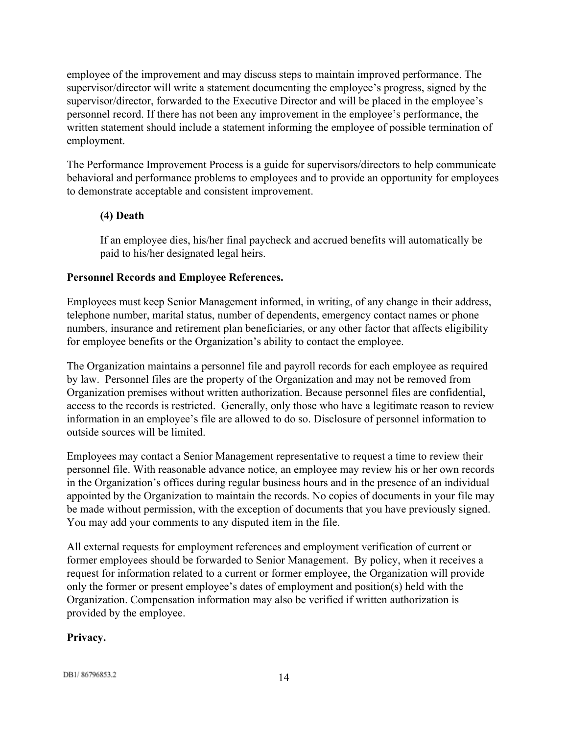employee of the improvement and may discuss steps to maintain improved performance. The supervisor/director will write a statement documenting the employee's progress, signed by the supervisor/director, forwarded to the Executive Director and will be placed in the employee's personnel record. If there has not been any improvement in the employee's performance, the written statement should include a statement informing the employee of possible termination of employment.

The Performance Improvement Process is a guide for supervisors/directors to help communicate behavioral and performance problems to employees and to provide an opportunity for employees to demonstrate acceptable and consistent improvement.

**(4) Death**

If an employee dies, his/her final paycheck and accrued benefits will automatically be paid to his/her designated legal heirs.

**Personnel Records and Employee References.**

Employees must keep Senior Management informed, in writing, of any change in their address, telephone number, marital status, number of dependents, emergency contact names or phone numbers, insurance and retirement plan beneficiaries, or any other factor that affects eligibility for employee benefits or the Organization's ability to contact the employee.

The Organization maintains a personnel file and payroll records for each employee as required by law. Personnel files are the property of the Organization and may not be removed from Organization premises without written authorization. Because personnel files are confidential, access to the records is restricted. Generally, only those who have a legitimate reason to review information in an employee's file are allowed to do so. Disclosure of personnel information to outside sources will be limited.

Employees may contact a Senior Management representative to request a time to review their personnel file. With reasonable advance notice, an employee may review his or her own records in the Organization's offices during regular business hours and in the presence of an individual appointed by the Organization to maintain the records. No copies of documents in your file may be made without permission, with the exception of documents that you have previously signed. You may add your comments to any disputed item in the file.

All external requests for employment references and employment verification of current or former employees should be forwarded to Senior Management. By policy, when it receives a request for information related to a current or former employee, the Organization will provide only the former or present employee's dates of employment and position(s) held with the Organization. Compensation information may also be verified if written authorization is provided by the employee.

**Privacy.**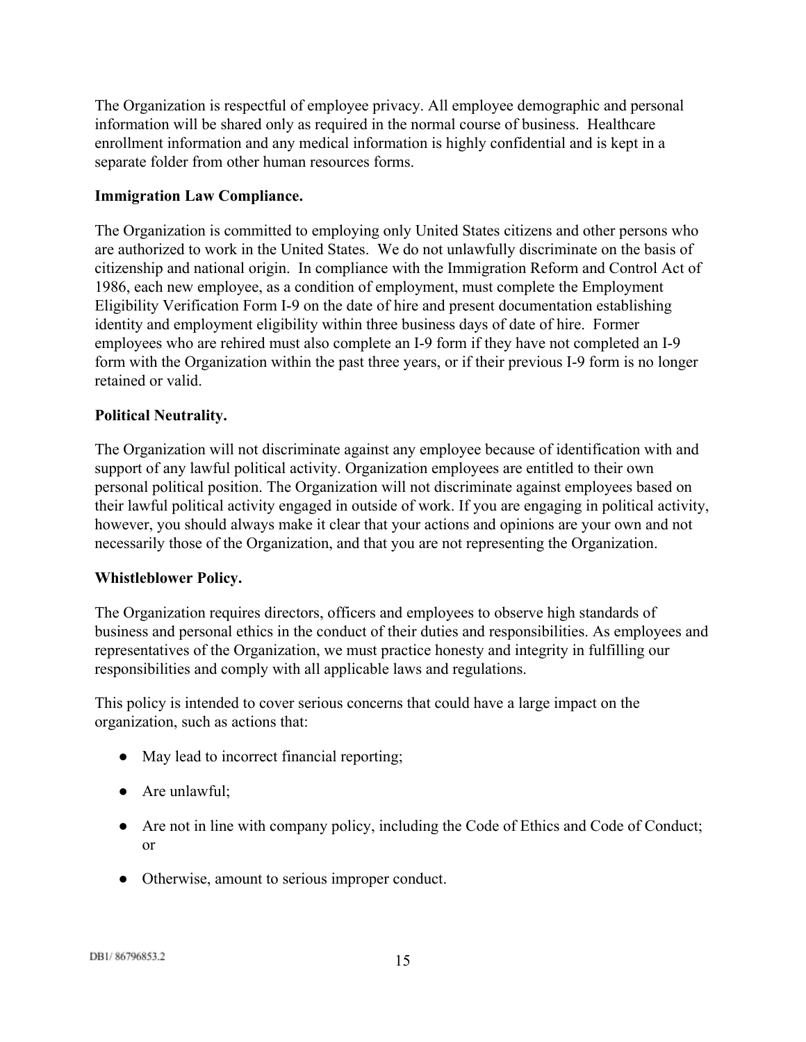The Organization is respectful of employee privacy. All employee demographic and personal information will be shared only as required in the normal course of business. Healthcare enrollment information and any medical information is highly confidential and is kept in a separate folder from other human resources forms.

**Immigration Law Compliance.**

The Organization is committed to employing only United States citizens and other persons who are authorized to work in the United States. We do not unlawfully discriminate on the basis of citizenship and national origin. In compliance with the Immigration Reform and Control Act of 1986, each new employee, as a condition of employment, must complete the Employment Eligibility Verification Form I-9 on the date of hire and present documentation establishing identity and employment eligibility within three business days of date of hire. Former employees who are rehired must also complete an I-9 form if they have not completed an I-9 form with the Organization within the past three years, or if their previous I-9 form is no longer retained or valid.

**Political Neutrality.**

The Organization will not discriminate against any employee because of identification with and support of any lawful political activity. Organization employees are entitled to their own personal political position. The Organization will not discriminate against employees based on their lawful political activity engaged in outside of work. If you are engaging in political activity, however, you should always make it clear that your actions and opinions are your own and not necessarily those of the Organization, and that you are not representing the Organization.

**Whistleblower Policy.**

The Organization requires directors, officers and employees to observe high standards of business and personal ethics in the conduct of their duties and responsibilities. As employees and representatives of the Organization, we must practice honesty and integrity in fulfilling our responsibilities and comply with all applicable laws and regulations.

This policy is intended to cover serious concerns that could have a large impact on the organization, such as actions that:

- May lead to incorrect financial reporting;
- Are unlawful;
- Are not in line with company policy, including the Code of Ethics and Code of Conduct; or
- Otherwise, amount to serious improper conduct.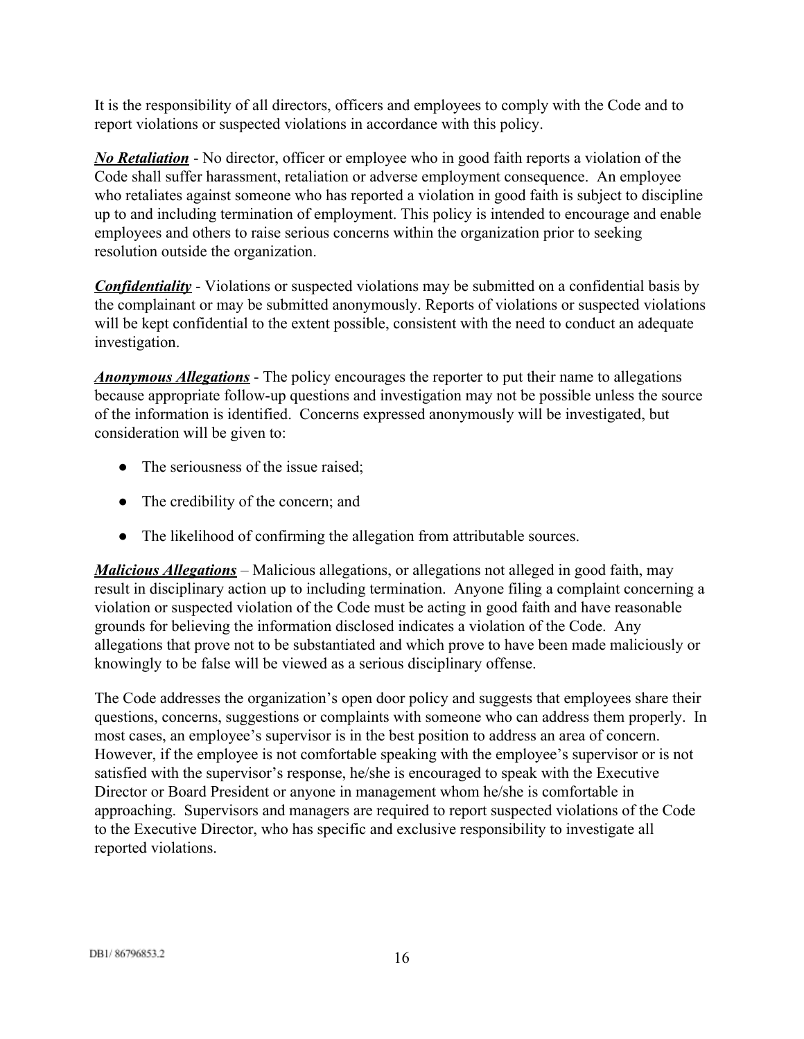It is the responsibility of all directors, officers and employees to comply with the Code and to report violations or suspected violations in accordance with this policy.

***No Retaliation*** - No director, officer or employee who in good faith reports a violation of the Code shall suffer harassment, retaliation or adverse employment consequence. An employee who retaliates against someone who has reported a violation in good faith is subject to discipline up to and including termination of employment. This policy is intended to encourage and enable employees and others to raise serious concerns within the organization prior to seeking resolution outside the organization.

***Confidentiality*** - Violations or suspected violations may be submitted on a confidential basis by the complainant or may be submitted anonymously. Reports of violations or suspected violations will be kept confidential to the extent possible, consistent with the need to conduct an adequate investigation.

***Anonymous Allegations*** - The policy encourages the reporter to put their name to allegations because appropriate follow-up questions and investigation may not be possible unless the source of the information is identified. Concerns expressed anonymously will be investigated, but consideration will be given to:

- The seriousness of the issue raised;
- The credibility of the concern; and
- The likelihood of confirming the allegation from attributable sources.

***Malicious Allegations*** – Malicious allegations, or allegations not alleged in good faith, may result in disciplinary action up to including termination. Anyone filing a complaint concerning a violation or suspected violation of the Code must be acting in good faith and have reasonable grounds for believing the information disclosed indicates a violation of the Code. Any allegations that prove not to be substantiated and which prove to have been made maliciously or knowingly to be false will be viewed as a serious disciplinary offense.

The Code addresses the organization's open door policy and suggests that employees share their questions, concerns, suggestions or complaints with someone who can address them properly. In most cases, an employee's supervisor is in the best position to address an area of concern. However, if the employee is not comfortable speaking with the employee's supervisor or is not satisfied with the supervisor's response, he/she is encouraged to speak with the Executive Director or Board President or anyone in management whom he/she is comfortable in approaching. Supervisors and managers are required to report suspected violations of the Code to the Executive Director, who has specific and exclusive responsibility to investigate all reported violations.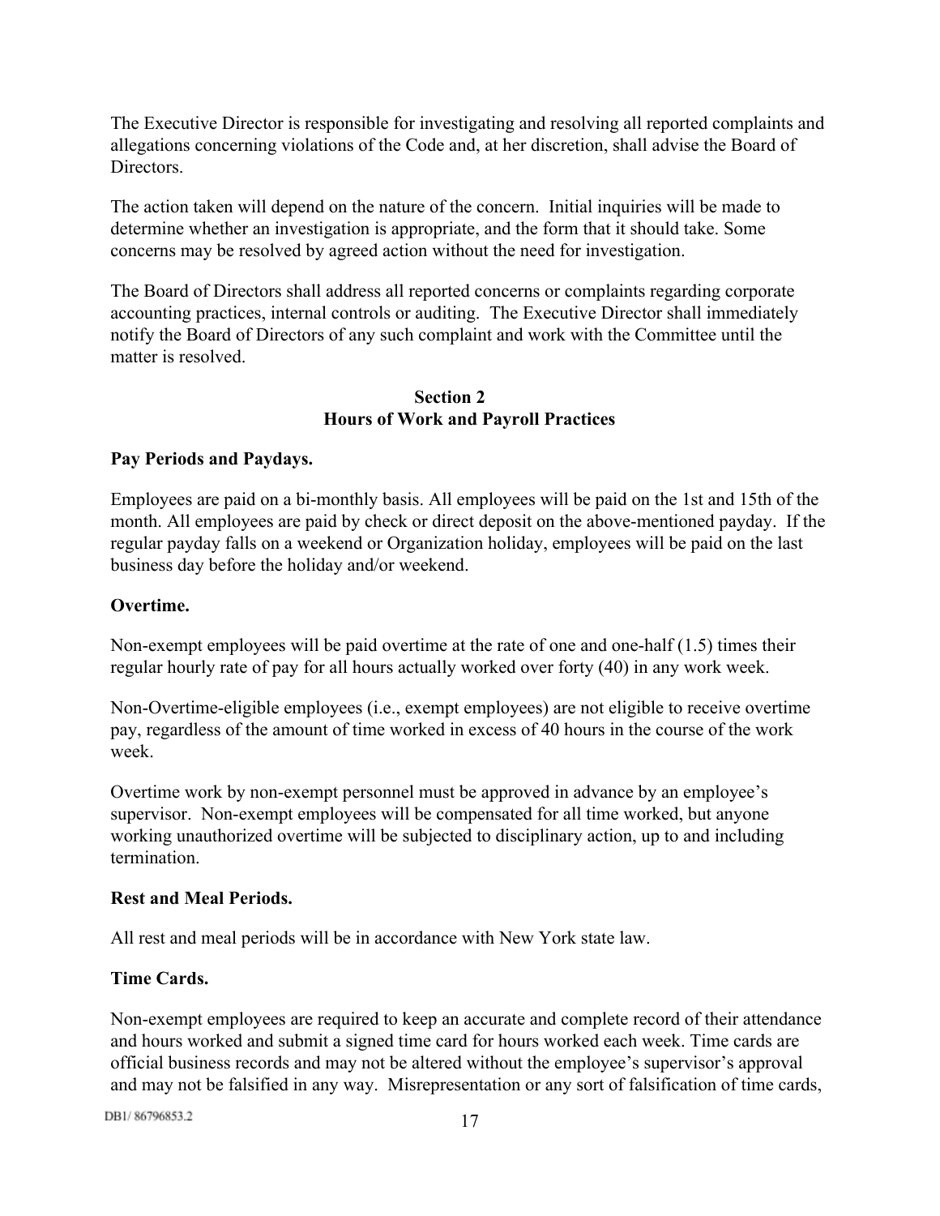The Executive Director is responsible for investigating and resolving all reported complaints and allegations concerning violations of the Code and, at her discretion, shall advise the Board of Directors.

The action taken will depend on the nature of the concern. Initial inquiries will be made to determine whether an investigation is appropriate, and the form that it should take. Some concerns may be resolved by agreed action without the need for investigation.

The Board of Directors shall address all reported concerns or complaints regarding corporate accounting practices, internal controls or auditing. The Executive Director shall immediately notify the Board of Directors of any such complaint and work with the Committee until the matter is resolved.

## Section 2
## Hours of Work and Payroll Practices

**Pay Periods and Paydays.**

Employees are paid on a bi-monthly basis. All employees will be paid on the 1st and 15th of the month. All employees are paid by check or direct deposit on the above-mentioned payday. If the regular payday falls on a weekend or Organization holiday, employees will be paid on the last business day before the holiday and/or weekend.

**Overtime.**

Non-exempt employees will be paid overtime at the rate of one and one-half (1.5) times their regular hourly rate of pay for all hours actually worked over forty (40) in any work week.

Non-Overtime-eligible employees (i.e., exempt employees) are not eligible to receive overtime pay, regardless of the amount of time worked in excess of 40 hours in the course of the work week.

Overtime work by non-exempt personnel must be approved in advance by an employee's supervisor. Non-exempt employees will be compensated for all time worked, but anyone working unauthorized overtime will be subjected to disciplinary action, up to and including termination.

**Rest and Meal Periods.**

All rest and meal periods will be in accordance with New York state law.

**Time Cards.**

Non-exempt employees are required to keep an accurate and complete record of their attendance and hours worked and submit a signed time card for hours worked each week. Time cards are official business records and may not be altered without the employee's supervisor's approval and may not be falsified in any way. Misrepresentation or any sort of falsification of time cards,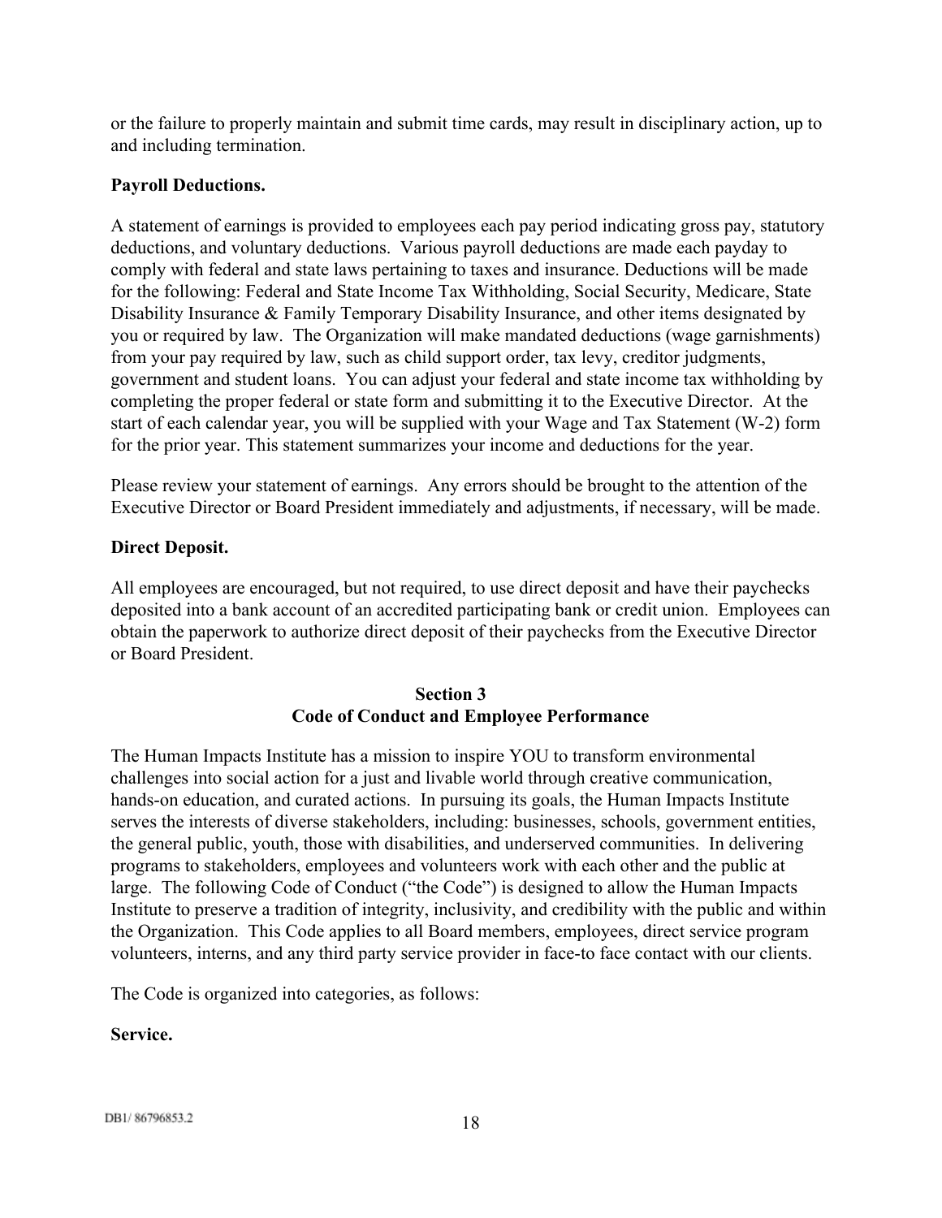or the failure to properly maintain and submit time cards, may result in disciplinary action, up to and including termination.

**Payroll Deductions.**

A statement of earnings is provided to employees each pay period indicating gross pay, statutory deductions, and voluntary deductions. Various payroll deductions are made each payday to comply with federal and state laws pertaining to taxes and insurance. Deductions will be made for the following: Federal and State Income Tax Withholding, Social Security, Medicare, State Disability Insurance & Family Temporary Disability Insurance, and other items designated by you or required by law. The Organization will make mandated deductions (wage garnishments) from your pay required by law, such as child support order, tax levy, creditor judgments, government and student loans. You can adjust your federal and state income tax withholding by completing the proper federal or state form and submitting it to the Executive Director. At the start of each calendar year, you will be supplied with your Wage and Tax Statement (W-2) form for the prior year. This statement summarizes your income and deductions for the year.

Please review your statement of earnings. Any errors should be brought to the attention of the Executive Director or Board President immediately and adjustments, if necessary, will be made.

**Direct Deposit.**

All employees are encouraged, but not required, to use direct deposit and have their paychecks deposited into a bank account of an accredited participating bank or credit union. Employees can obtain the paperwork to authorize direct deposit of their paychecks from the Executive Director or Board President.

## Section 3
## Code of Conduct and Employee Performance

The Human Impacts Institute has a mission to inspire YOU to transform environmental challenges into social action for a just and livable world through creative communication, hands-on education, and curated actions. In pursuing its goals, the Human Impacts Institute serves the interests of diverse stakeholders, including: businesses, schools, government entities, the general public, youth, those with disabilities, and underserved communities. In delivering programs to stakeholders, employees and volunteers work with each other and the public at large. The following Code of Conduct ("the Code") is designed to allow the Human Impacts Institute to preserve a tradition of integrity, inclusivity, and credibility with the public and within the Organization. This Code applies to all Board members, employees, direct service program volunteers, interns, and any third party service provider in face-to face contact with our clients.

The Code is organized into categories, as follows:

**Service.**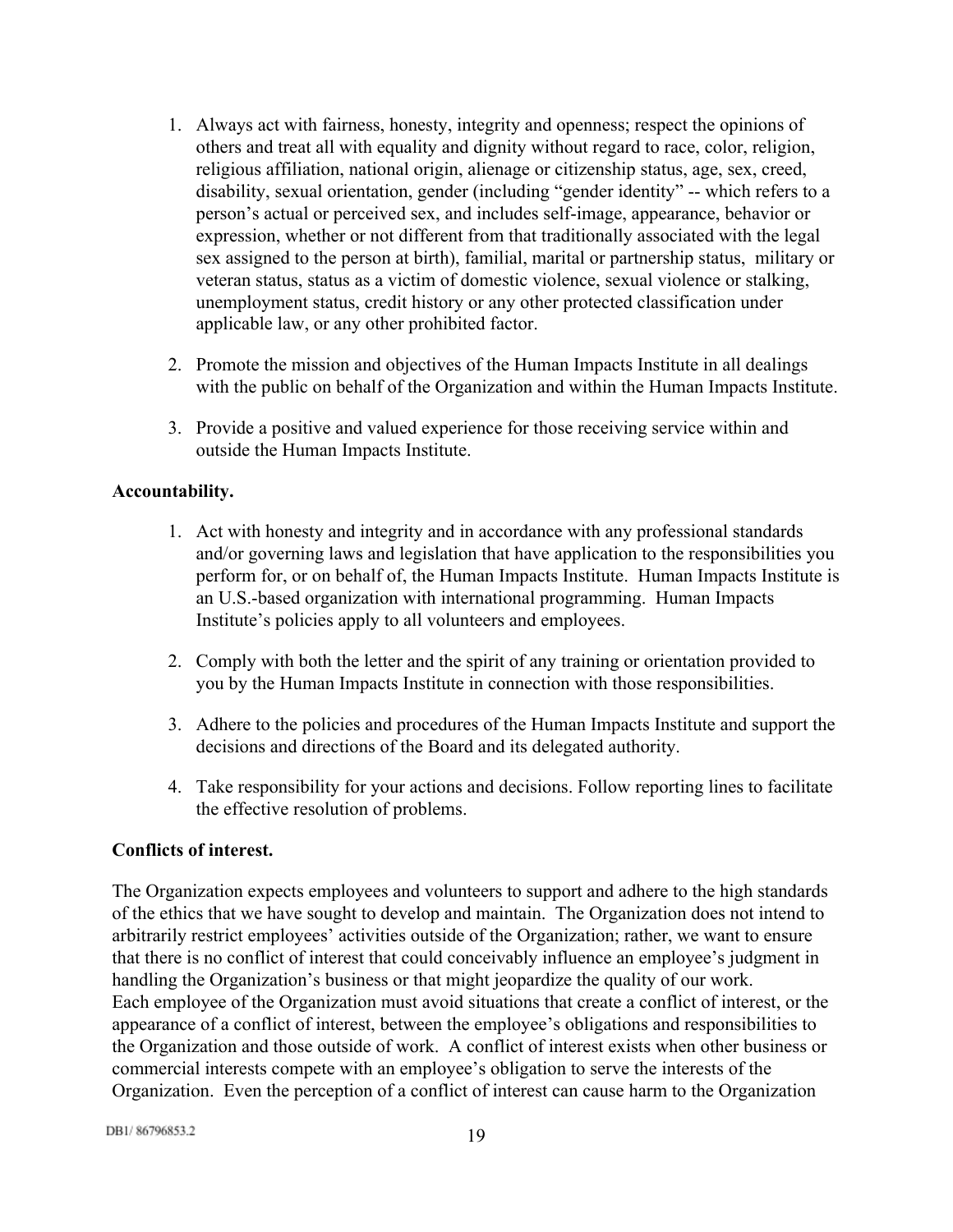1. Always act with fairness, honesty, integrity and openness; respect the opinions of others and treat all with equality and dignity without regard to race, color, religion, religious affiliation, national origin, alienage or citizenship status, age, sex, creed, disability, sexual orientation, gender (including "gender identity" -- which refers to a person's actual or perceived sex, and includes self-image, appearance, behavior or expression, whether or not different from that traditionally associated with the legal sex assigned to the person at birth), familial, marital or partnership status, military or veteran status, status as a victim of domestic violence, sexual violence or stalking, unemployment status, credit history or any other protected classification under applicable law, or any other prohibited factor.

2. Promote the mission and objectives of the Human Impacts Institute in all dealings with the public on behalf of the Organization and within the Human Impacts Institute.

3. Provide a positive and valued experience for those receiving service within and outside the Human Impacts Institute.

**Accountability.**

1. Act with honesty and integrity and in accordance with any professional standards and/or governing laws and legislation that have application to the responsibilities you perform for, or on behalf of, the Human Impacts Institute. Human Impacts Institute is an U.S.-based organization with international programming. Human Impacts Institute's policies apply to all volunteers and employees.

2. Comply with both the letter and the spirit of any training or orientation provided to you by the Human Impacts Institute in connection with those responsibilities.

3. Adhere to the policies and procedures of the Human Impacts Institute and support the decisions and directions of the Board and its delegated authority.

4. Take responsibility for your actions and decisions. Follow reporting lines to facilitate the effective resolution of problems.

**Conflicts of interest.**

The Organization expects employees and volunteers to support and adhere to the high standards of the ethics that we have sought to develop and maintain. The Organization does not intend to arbitrarily restrict employees' activities outside of the Organization; rather, we want to ensure that there is no conflict of interest that could conceivably influence an employee's judgment in handling the Organization's business or that might jeopardize the quality of our work. Each employee of the Organization must avoid situations that create a conflict of interest, or the appearance of a conflict of interest, between the employee's obligations and responsibilities to the Organization and those outside of work. A conflict of interest exists when other business or commercial interests compete with an employee's obligation to serve the interests of the Organization. Even the perception of a conflict of interest can cause harm to the Organization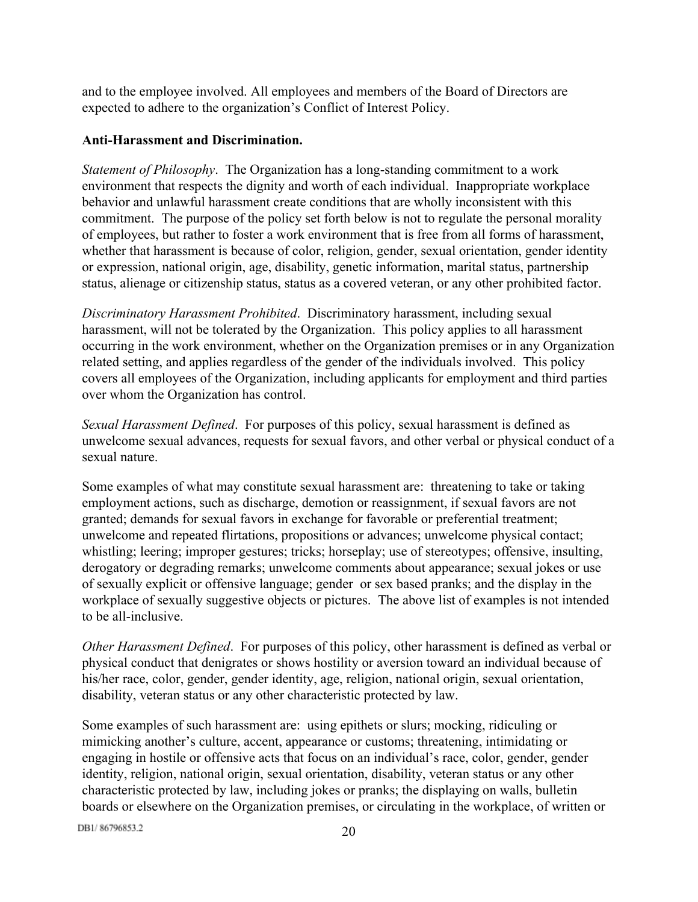and to the employee involved. All employees and members of the Board of Directors are expected to adhere to the organization's Conflict of Interest Policy.

**Anti-Harassment and Discrimination.**

*Statement of Philosophy*. The Organization has a long-standing commitment to a work environment that respects the dignity and worth of each individual. Inappropriate workplace behavior and unlawful harassment create conditions that are wholly inconsistent with this commitment. The purpose of the policy set forth below is not to regulate the personal morality of employees, but rather to foster a work environment that is free from all forms of harassment, whether that harassment is because of color, religion, gender, sexual orientation, gender identity or expression, national origin, age, disability, genetic information, marital status, partnership status, alienage or citizenship status, status as a covered veteran, or any other prohibited factor.

*Discriminatory Harassment Prohibited*. Discriminatory harassment, including sexual harassment, will not be tolerated by the Organization. This policy applies to all harassment occurring in the work environment, whether on the Organization premises or in any Organization related setting, and applies regardless of the gender of the individuals involved. This policy covers all employees of the Organization, including applicants for employment and third parties over whom the Organization has control.

*Sexual Harassment Defined*. For purposes of this policy, sexual harassment is defined as unwelcome sexual advances, requests for sexual favors, and other verbal or physical conduct of a sexual nature.

Some examples of what may constitute sexual harassment are: threatening to take or taking employment actions, such as discharge, demotion or reassignment, if sexual favors are not granted; demands for sexual favors in exchange for favorable or preferential treatment; unwelcome and repeated flirtations, propositions or advances; unwelcome physical contact; whistling; leering; improper gestures; tricks; horseplay; use of stereotypes; offensive, insulting, derogatory or degrading remarks; unwelcome comments about appearance; sexual jokes or use of sexually explicit or offensive language; gender or sex based pranks; and the display in the workplace of sexually suggestive objects or pictures. The above list of examples is not intended to be all-inclusive.

*Other Harassment Defined*. For purposes of this policy, other harassment is defined as verbal or physical conduct that denigrates or shows hostility or aversion toward an individual because of his/her race, color, gender, gender identity, age, religion, national origin, sexual orientation, disability, veteran status or any other characteristic protected by law.

Some examples of such harassment are: using epithets or slurs; mocking, ridiculing or mimicking another's culture, accent, appearance or customs; threatening, intimidating or engaging in hostile or offensive acts that focus on an individual's race, color, gender, gender identity, religion, national origin, sexual orientation, disability, veteran status or any other characteristic protected by law, including jokes or pranks; the displaying on walls, bulletin boards or elsewhere on the Organization premises, or circulating in the workplace, of written or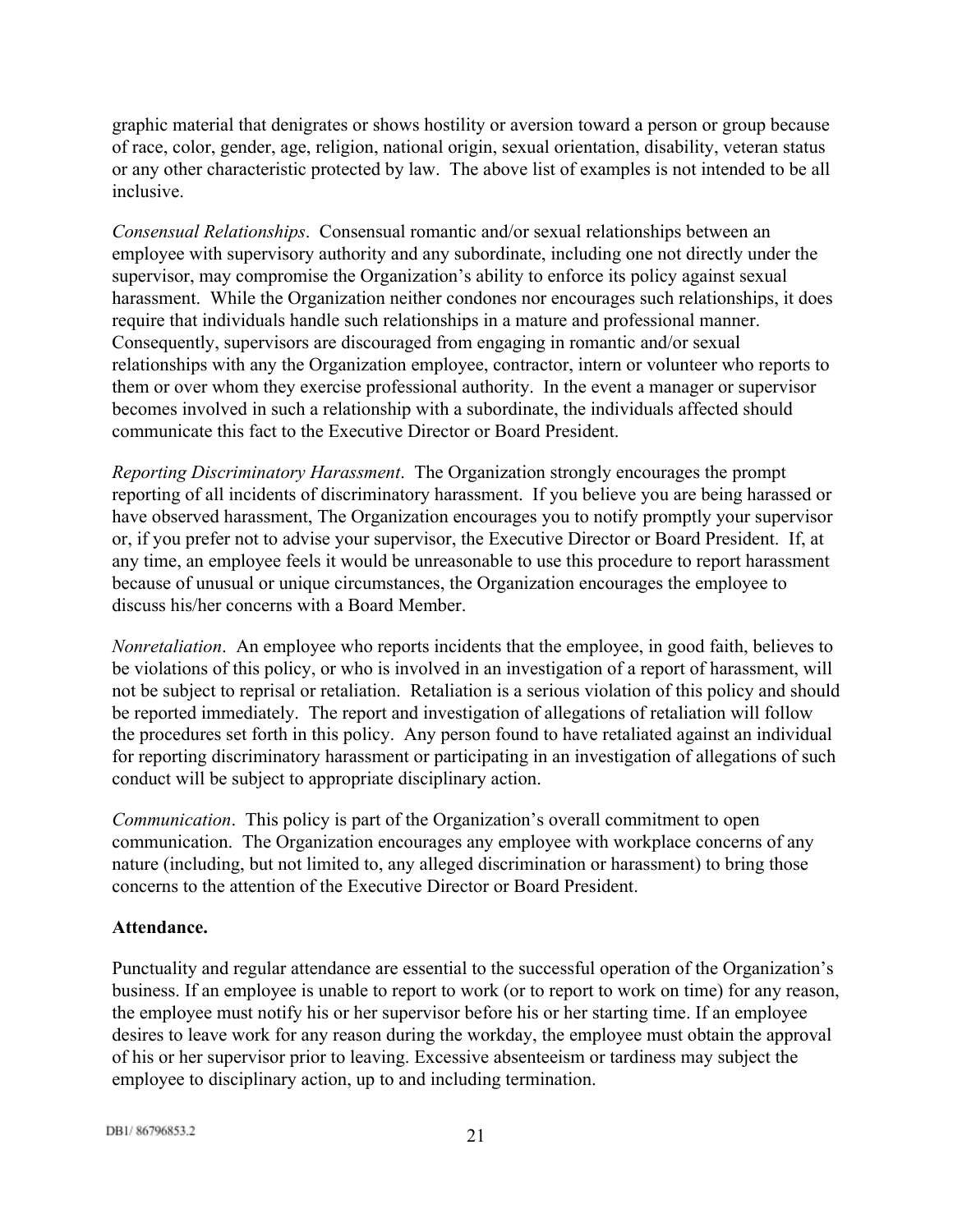graphic material that denigrates or shows hostility or aversion toward a person or group because of race, color, gender, age, religion, national origin, sexual orientation, disability, veteran status or any other characteristic protected by law. The above list of examples is not intended to be all inclusive.

*Consensual Relationships*. Consensual romantic and/or sexual relationships between an employee with supervisory authority and any subordinate, including one not directly under the supervisor, may compromise the Organization's ability to enforce its policy against sexual harassment. While the Organization neither condones nor encourages such relationships, it does require that individuals handle such relationships in a mature and professional manner. Consequently, supervisors are discouraged from engaging in romantic and/or sexual relationships with any the Organization employee, contractor, intern or volunteer who reports to them or over whom they exercise professional authority. In the event a manager or supervisor becomes involved in such a relationship with a subordinate, the individuals affected should communicate this fact to the Executive Director or Board President.

*Reporting Discriminatory Harassment*. The Organization strongly encourages the prompt reporting of all incidents of discriminatory harassment. If you believe you are being harassed or have observed harassment, The Organization encourages you to notify promptly your supervisor or, if you prefer not to advise your supervisor, the Executive Director or Board President. If, at any time, an employee feels it would be unreasonable to use this procedure to report harassment because of unusual or unique circumstances, the Organization encourages the employee to discuss his/her concerns with a Board Member.

*Nonretaliation*. An employee who reports incidents that the employee, in good faith, believes to be violations of this policy, or who is involved in an investigation of a report of harassment, will not be subject to reprisal or retaliation. Retaliation is a serious violation of this policy and should be reported immediately. The report and investigation of allegations of retaliation will follow the procedures set forth in this policy. Any person found to have retaliated against an individual for reporting discriminatory harassment or participating in an investigation of allegations of such conduct will be subject to appropriate disciplinary action.

*Communication*. This policy is part of the Organization's overall commitment to open communication. The Organization encourages any employee with workplace concerns of any nature (including, but not limited to, any alleged discrimination or harassment) to bring those concerns to the attention of the Executive Director or Board President.

**Attendance.**

Punctuality and regular attendance are essential to the successful operation of the Organization's business. If an employee is unable to report to work (or to report to work on time) for any reason, the employee must notify his or her supervisor before his or her starting time. If an employee desires to leave work for any reason during the workday, the employee must obtain the approval of his or her supervisor prior to leaving. Excessive absenteeism or tardiness may subject the employee to disciplinary action, up to and including termination.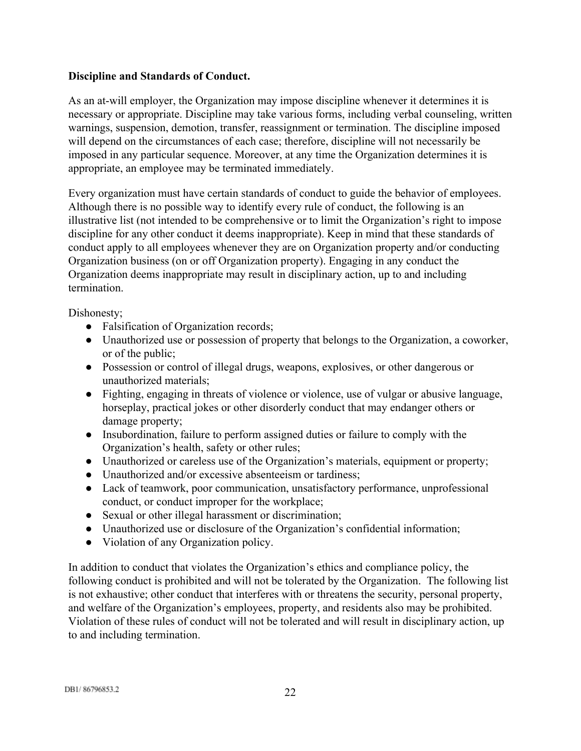**Discipline and Standards of Conduct.**

As an at-will employer, the Organization may impose discipline whenever it determines it is necessary or appropriate. Discipline may take various forms, including verbal counseling, written warnings, suspension, demotion, transfer, reassignment or termination. The discipline imposed will depend on the circumstances of each case; therefore, discipline will not necessarily be imposed in any particular sequence. Moreover, at any time the Organization determines it is appropriate, an employee may be terminated immediately.

Every organization must have certain standards of conduct to guide the behavior of employees. Although there is no possible way to identify every rule of conduct, the following is an illustrative list (not intended to be comprehensive or to limit the Organization's right to impose discipline for any other conduct it deems inappropriate). Keep in mind that these standards of conduct apply to all employees whenever they are on Organization property and/or conducting Organization business (on or off Organization property). Engaging in any conduct the Organization deems inappropriate may result in disciplinary action, up to and including termination.

Dishonesty;

- Falsification of Organization records;
- Unauthorized use or possession of property that belongs to the Organization, a coworker, or of the public;
- Possession or control of illegal drugs, weapons, explosives, or other dangerous or unauthorized materials;
- Fighting, engaging in threats of violence or violence, use of vulgar or abusive language, horseplay, practical jokes or other disorderly conduct that may endanger others or damage property;
- Insubordination, failure to perform assigned duties or failure to comply with the Organization's health, safety or other rules;
- Unauthorized or careless use of the Organization's materials, equipment or property;
- Unauthorized and/or excessive absenteeism or tardiness;
- Lack of teamwork, poor communication, unsatisfactory performance, unprofessional conduct, or conduct improper for the workplace;
- Sexual or other illegal harassment or discrimination;
- Unauthorized use or disclosure of the Organization's confidential information;
- Violation of any Organization policy.

In addition to conduct that violates the Organization's ethics and compliance policy, the following conduct is prohibited and will not be tolerated by the Organization. The following list is not exhaustive; other conduct that interferes with or threatens the security, personal property, and welfare of the Organization's employees, property, and residents also may be prohibited. Violation of these rules of conduct will not be tolerated and will result in disciplinary action, up to and including termination.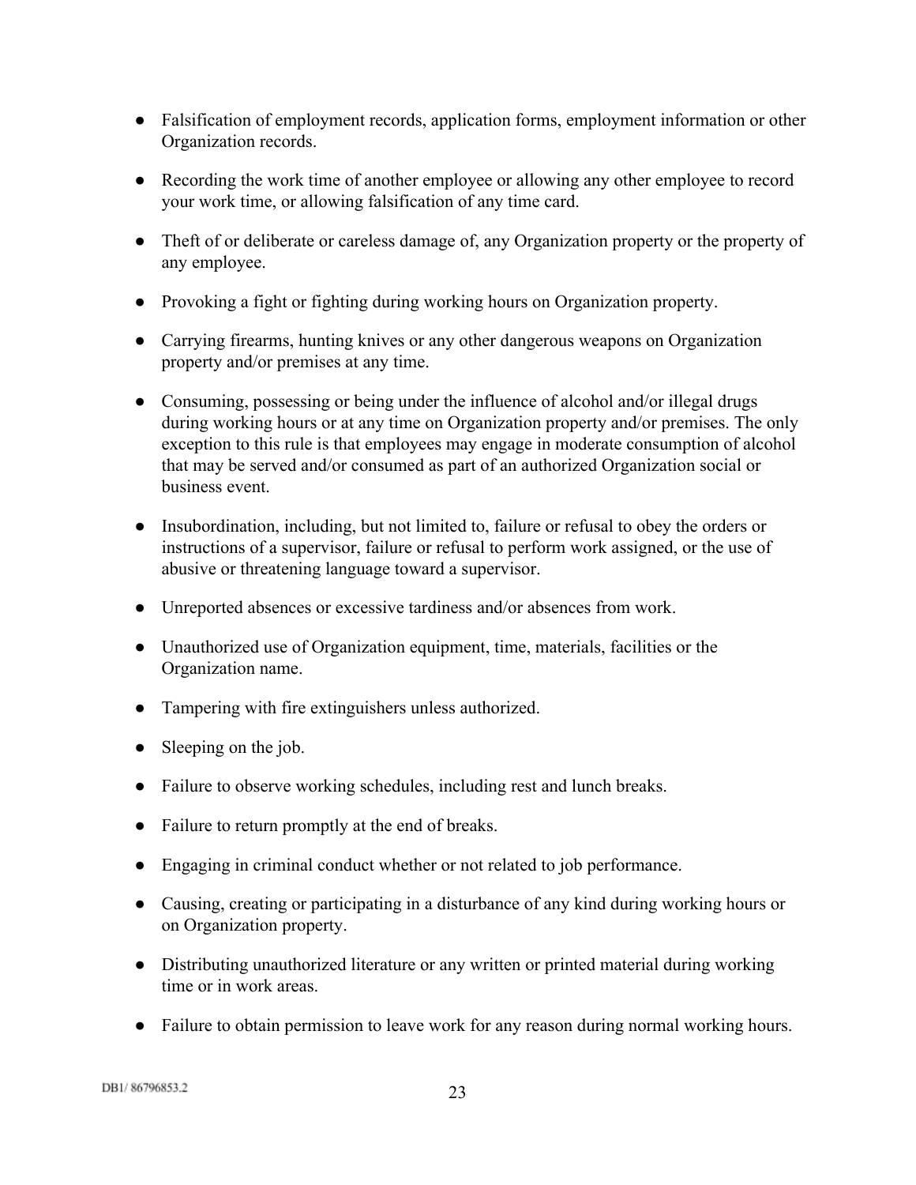- Falsification of employment records, application forms, employment information or other Organization records.

- Recording the work time of another employee or allowing any other employee to record your work time, or allowing falsification of any time card.

- Theft of or deliberate or careless damage of, any Organization property or the property of any employee.

- Provoking a fight or fighting during working hours on Organization property.

- Carrying firearms, hunting knives or any other dangerous weapons on Organization property and/or premises at any time.

- Consuming, possessing or being under the influence of alcohol and/or illegal drugs during working hours or at any time on Organization property and/or premises. The only exception to this rule is that employees may engage in moderate consumption of alcohol that may be served and/or consumed as part of an authorized Organization social or business event.

- Insubordination, including, but not limited to, failure or refusal to obey the orders or instructions of a supervisor, failure or refusal to perform work assigned, or the use of abusive or threatening language toward a supervisor.

- Unreported absences or excessive tardiness and/or absences from work.

- Unauthorized use of Organization equipment, time, materials, facilities or the Organization name.

- Tampering with fire extinguishers unless authorized.

- Sleeping on the job.

- Failure to observe working schedules, including rest and lunch breaks.

- Failure to return promptly at the end of breaks.

- Engaging in criminal conduct whether or not related to job performance.

- Causing, creating or participating in a disturbance of any kind during working hours or on Organization property.

- Distributing unauthorized literature or any written or printed material during working time or in work areas.

- Failure to obtain permission to leave work for any reason during normal working hours.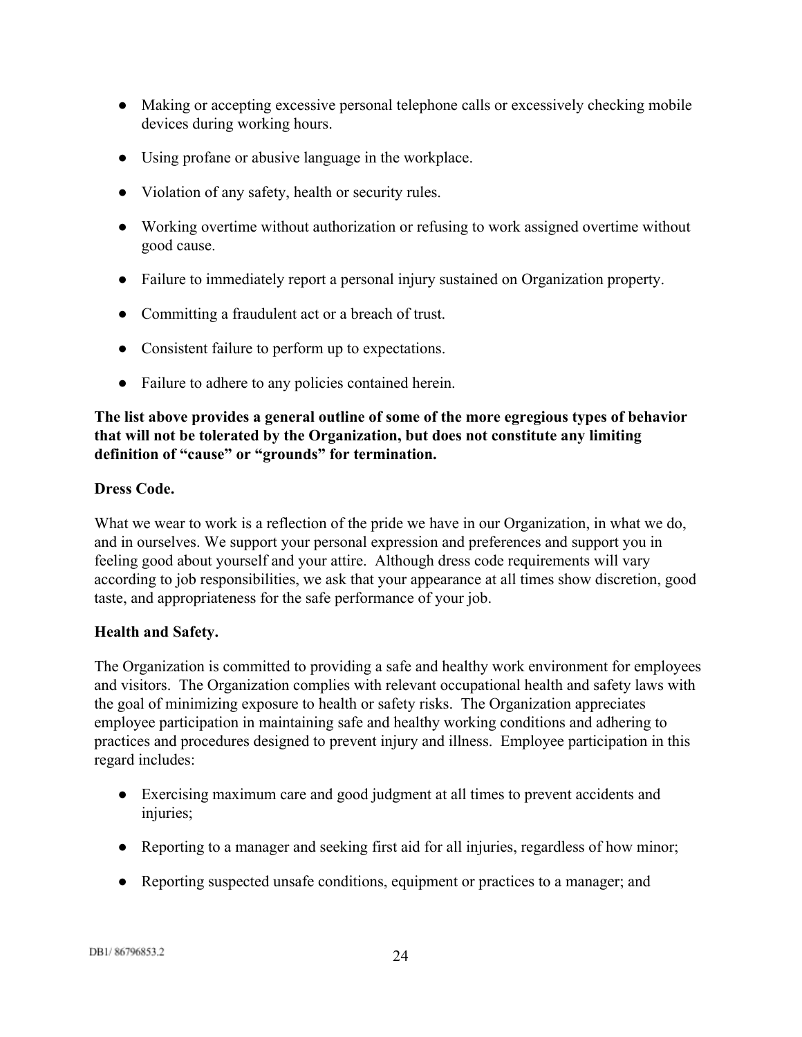- Making or accepting excessive personal telephone calls or excessively checking mobile devices during working hours.
- Using profane or abusive language in the workplace.
- Violation of any safety, health or security rules.
- Working overtime without authorization or refusing to work assigned overtime without good cause.
- Failure to immediately report a personal injury sustained on Organization property.
- Committing a fraudulent act or a breach of trust.
- Consistent failure to perform up to expectations.
- Failure to adhere to any policies contained herein.

**The list above provides a general outline of some of the more egregious types of behavior that will not be tolerated by the Organization, but does not constitute any limiting definition of "cause" or "grounds" for termination.**

**Dress Code.**

What we wear to work is a reflection of the pride we have in our Organization, in what we do, and in ourselves. We support your personal expression and preferences and support you in feeling good about yourself and your attire. Although dress code requirements will vary according to job responsibilities, we ask that your appearance at all times show discretion, good taste, and appropriateness for the safe performance of your job.

**Health and Safety.**

The Organization is committed to providing a safe and healthy work environment for employees and visitors. The Organization complies with relevant occupational health and safety laws with the goal of minimizing exposure to health or safety risks. The Organization appreciates employee participation in maintaining safe and healthy working conditions and adhering to practices and procedures designed to prevent injury and illness. Employee participation in this regard includes:

- Exercising maximum care and good judgment at all times to prevent accidents and injuries;
- Reporting to a manager and seeking first aid for all injuries, regardless of how minor;
- Reporting suspected unsafe conditions, equipment or practices to a manager; and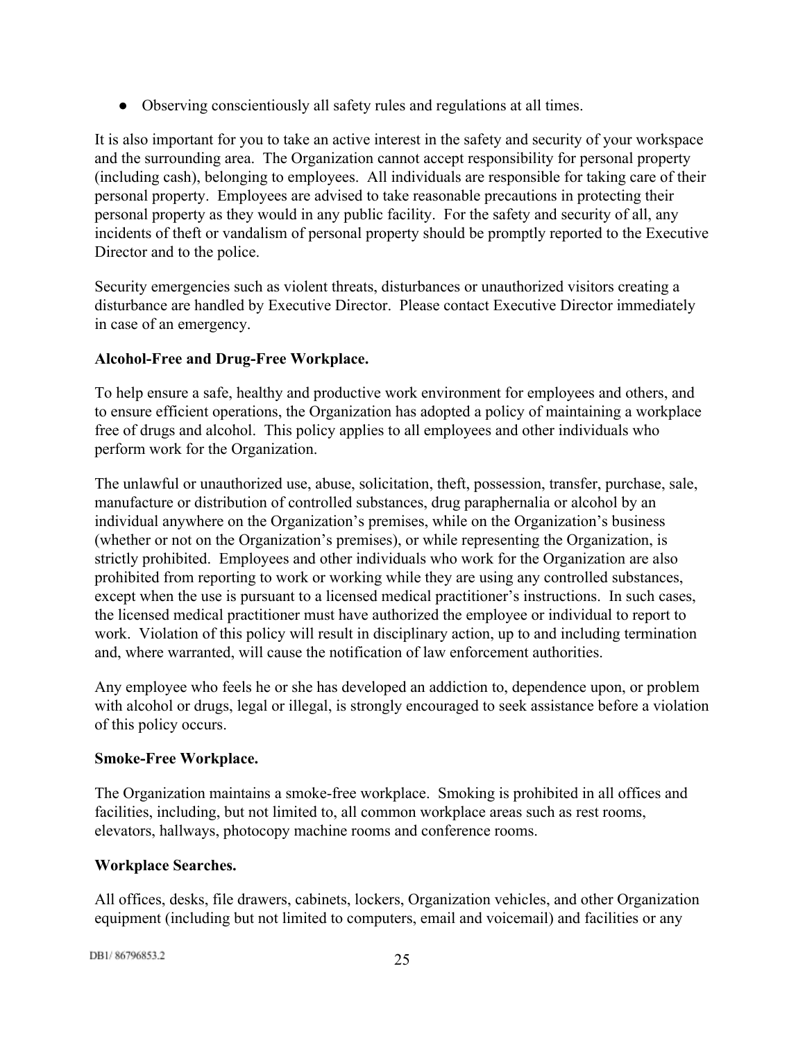- Observing conscientiously all safety rules and regulations at all times.

It is also important for you to take an active interest in the safety and security of your workspace and the surrounding area. The Organization cannot accept responsibility for personal property (including cash), belonging to employees. All individuals are responsible for taking care of their personal property. Employees are advised to take reasonable precautions in protecting their personal property as they would in any public facility. For the safety and security of all, any incidents of theft or vandalism of personal property should be promptly reported to the Executive Director and to the police.

Security emergencies such as violent threats, disturbances or unauthorized visitors creating a disturbance are handled by Executive Director. Please contact Executive Director immediately in case of an emergency.

**Alcohol-Free and Drug-Free Workplace.**

To help ensure a safe, healthy and productive work environment for employees and others, and to ensure efficient operations, the Organization has adopted a policy of maintaining a workplace free of drugs and alcohol. This policy applies to all employees and other individuals who perform work for the Organization.

The unlawful or unauthorized use, abuse, solicitation, theft, possession, transfer, purchase, sale, manufacture or distribution of controlled substances, drug paraphernalia or alcohol by an individual anywhere on the Organization's premises, while on the Organization's business (whether or not on the Organization's premises), or while representing the Organization, is strictly prohibited. Employees and other individuals who work for the Organization are also prohibited from reporting to work or working while they are using any controlled substances, except when the use is pursuant to a licensed medical practitioner's instructions. In such cases, the licensed medical practitioner must have authorized the employee or individual to report to work. Violation of this policy will result in disciplinary action, up to and including termination and, where warranted, will cause the notification of law enforcement authorities.

Any employee who feels he or she has developed an addiction to, dependence upon, or problem with alcohol or drugs, legal or illegal, is strongly encouraged to seek assistance before a violation of this policy occurs.

**Smoke-Free Workplace.**

The Organization maintains a smoke-free workplace. Smoking is prohibited in all offices and facilities, including, but not limited to, all common workplace areas such as rest rooms, elevators, hallways, photocopy machine rooms and conference rooms.

**Workplace Searches.**

All offices, desks, file drawers, cabinets, lockers, Organization vehicles, and other Organization equipment (including but not limited to computers, email and voicemail) and facilities or any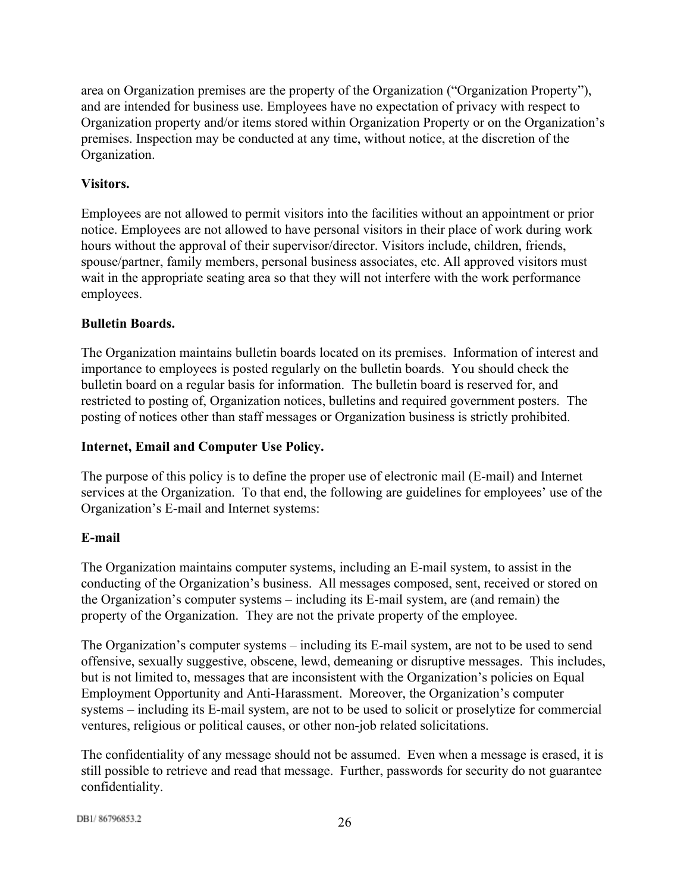area on Organization premises are the property of the Organization ("Organization Property"), and are intended for business use. Employees have no expectation of privacy with respect to Organization property and/or items stored within Organization Property or on the Organization's premises. Inspection may be conducted at any time, without notice, at the discretion of the Organization.

**Visitors.**

Employees are not allowed to permit visitors into the facilities without an appointment or prior notice. Employees are not allowed to have personal visitors in their place of work during work hours without the approval of their supervisor/director. Visitors include, children, friends, spouse/partner, family members, personal business associates, etc. All approved visitors must wait in the appropriate seating area so that they will not interfere with the work performance employees.

**Bulletin Boards.**

The Organization maintains bulletin boards located on its premises. Information of interest and importance to employees is posted regularly on the bulletin boards. You should check the bulletin board on a regular basis for information. The bulletin board is reserved for, and restricted to posting of, Organization notices, bulletins and required government posters. The posting of notices other than staff messages or Organization business is strictly prohibited.

**Internet, Email and Computer Use Policy.**

The purpose of this policy is to define the proper use of electronic mail (E-mail) and Internet services at the Organization. To that end, the following are guidelines for employees' use of the Organization's E-mail and Internet systems:

**E-mail**

The Organization maintains computer systems, including an E-mail system, to assist in the conducting of the Organization's business. All messages composed, sent, received or stored on the Organization's computer systems – including its E-mail system, are (and remain) the property of the Organization. They are not the private property of the employee.

The Organization's computer systems – including its E-mail system, are not to be used to send offensive, sexually suggestive, obscene, lewd, demeaning or disruptive messages. This includes, but is not limited to, messages that are inconsistent with the Organization's policies on Equal Employment Opportunity and Anti-Harassment. Moreover, the Organization's computer systems – including its E-mail system, are not to be used to solicit or proselytize for commercial ventures, religious or political causes, or other non-job related solicitations.

The confidentiality of any message should not be assumed. Even when a message is erased, it is still possible to retrieve and read that message. Further, passwords for security do not guarantee confidentiality.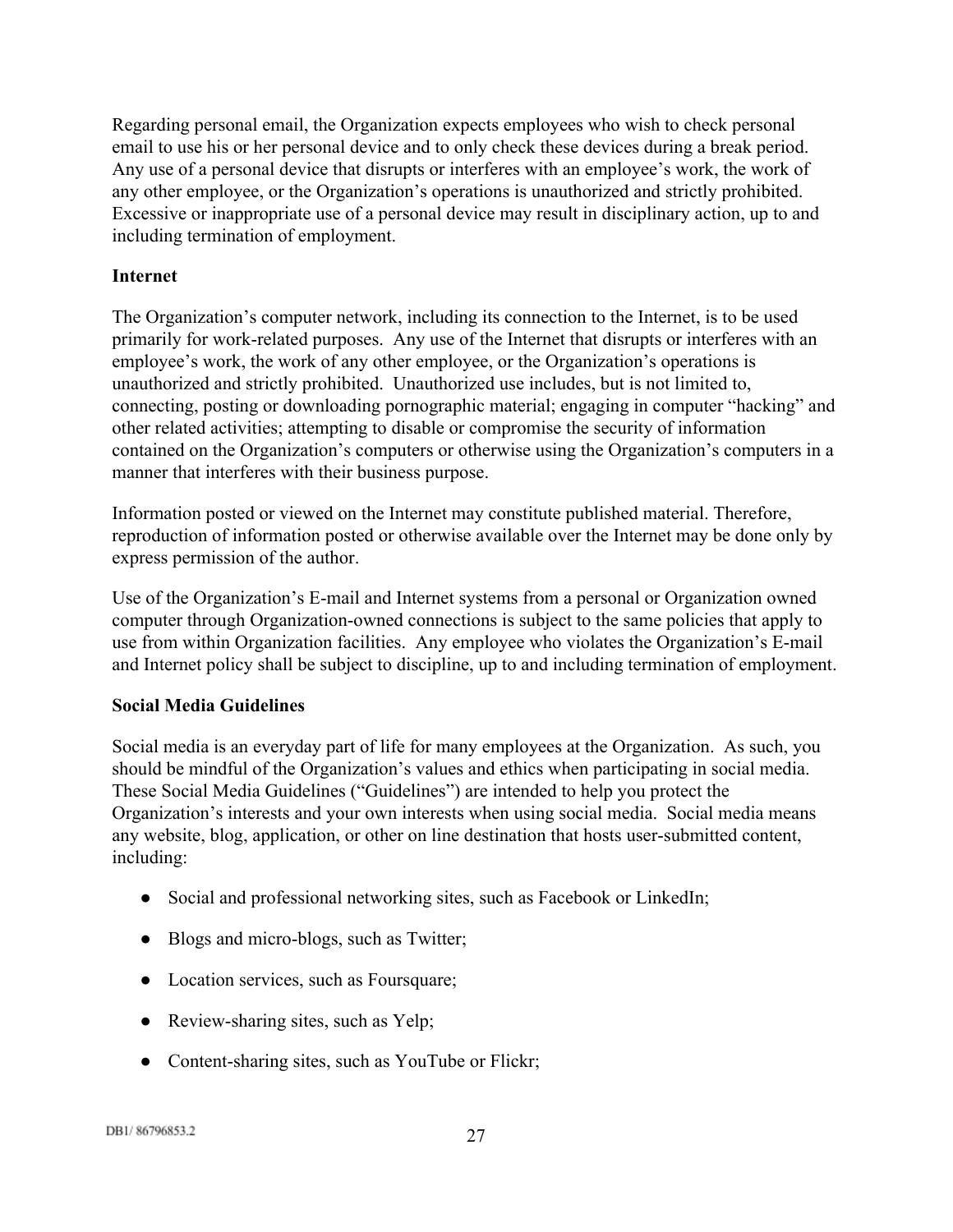Regarding personal email, the Organization expects employees who wish to check personal email to use his or her personal device and to only check these devices during a break period. Any use of a personal device that disrupts or interferes with an employee's work, the work of any other employee, or the Organization's operations is unauthorized and strictly prohibited. Excessive or inappropriate use of a personal device may result in disciplinary action, up to and including termination of employment.

**Internet**

The Organization's computer network, including its connection to the Internet, is to be used primarily for work-related purposes. Any use of the Internet that disrupts or interferes with an employee's work, the work of any other employee, or the Organization's operations is unauthorized and strictly prohibited. Unauthorized use includes, but is not limited to, connecting, posting or downloading pornographic material; engaging in computer "hacking" and other related activities; attempting to disable or compromise the security of information contained on the Organization's computers or otherwise using the Organization's computers in a manner that interferes with their business purpose.

Information posted or viewed on the Internet may constitute published material. Therefore, reproduction of information posted or otherwise available over the Internet may be done only by express permission of the author.

Use of the Organization's E-mail and Internet systems from a personal or Organization owned computer through Organization-owned connections is subject to the same policies that apply to use from within Organization facilities. Any employee who violates the Organization's E-mail and Internet policy shall be subject to discipline, up to and including termination of employment.

**Social Media Guidelines**

Social media is an everyday part of life for many employees at the Organization. As such, you should be mindful of the Organization's values and ethics when participating in social media. These Social Media Guidelines ("Guidelines") are intended to help you protect the Organization's interests and your own interests when using social media. Social media means any website, blog, application, or other on line destination that hosts user-submitted content, including:

- Social and professional networking sites, such as Facebook or LinkedIn;
- Blogs and micro-blogs, such as Twitter;
- Location services, such as Foursquare;
- Review-sharing sites, such as Yelp;
- Content-sharing sites, such as YouTube or Flickr;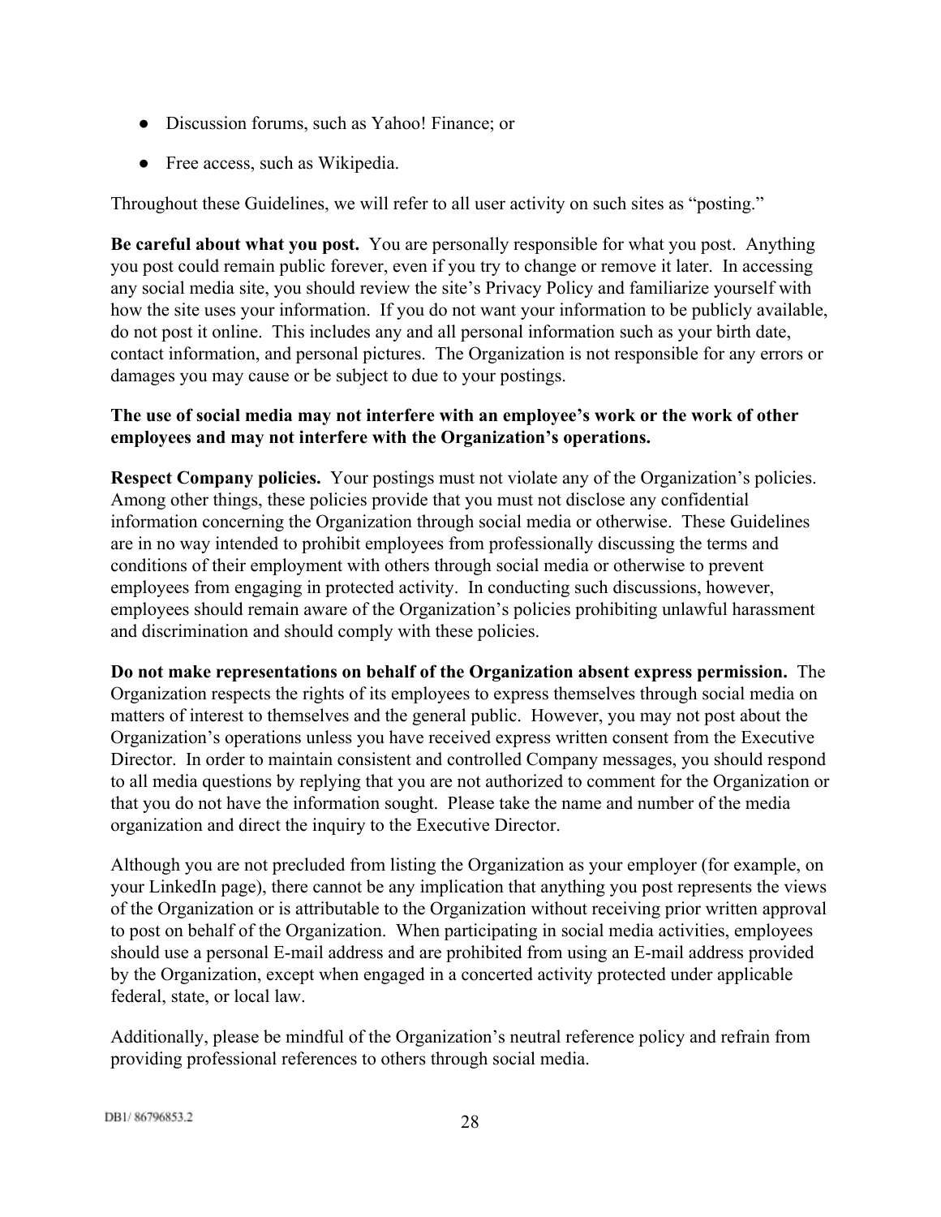- Discussion forums, such as Yahoo! Finance; or
- Free access, such as Wikipedia.

Throughout these Guidelines, we will refer to all user activity on such sites as "posting."

**Be careful about what you post.** You are personally responsible for what you post. Anything you post could remain public forever, even if you try to change or remove it later. In accessing any social media site, you should review the site's Privacy Policy and familiarize yourself with how the site uses your information. If you do not want your information to be publicly available, do not post it online. This includes any and all personal information such as your birth date, contact information, and personal pictures. The Organization is not responsible for any errors or damages you may cause or be subject to due to your postings.

**The use of social media may not interfere with an employee's work or the work of other employees and may not interfere with the Organization's operations.**

**Respect Company policies.** Your postings must not violate any of the Organization's policies. Among other things, these policies provide that you must not disclose any confidential information concerning the Organization through social media or otherwise. These Guidelines are in no way intended to prohibit employees from professionally discussing the terms and conditions of their employment with others through social media or otherwise to prevent employees from engaging in protected activity. In conducting such discussions, however, employees should remain aware of the Organization's policies prohibiting unlawful harassment and discrimination and should comply with these policies.

**Do not make representations on behalf of the Organization absent express permission.** The Organization respects the rights of its employees to express themselves through social media on matters of interest to themselves and the general public. However, you may not post about the Organization's operations unless you have received express written consent from the Executive Director. In order to maintain consistent and controlled Company messages, you should respond to all media questions by replying that you are not authorized to comment for the Organization or that you do not have the information sought. Please take the name and number of the media organization and direct the inquiry to the Executive Director.

Although you are not precluded from listing the Organization as your employer (for example, on your LinkedIn page), there cannot be any implication that anything you post represents the views of the Organization or is attributable to the Organization without receiving prior written approval to post on behalf of the Organization. When participating in social media activities, employees should use a personal E-mail address and are prohibited from using an E-mail address provided by the Organization, except when engaged in a concerted activity protected under applicable federal, state, or local law.

Additionally, please be mindful of the Organization's neutral reference policy and refrain from providing professional references to others through social media.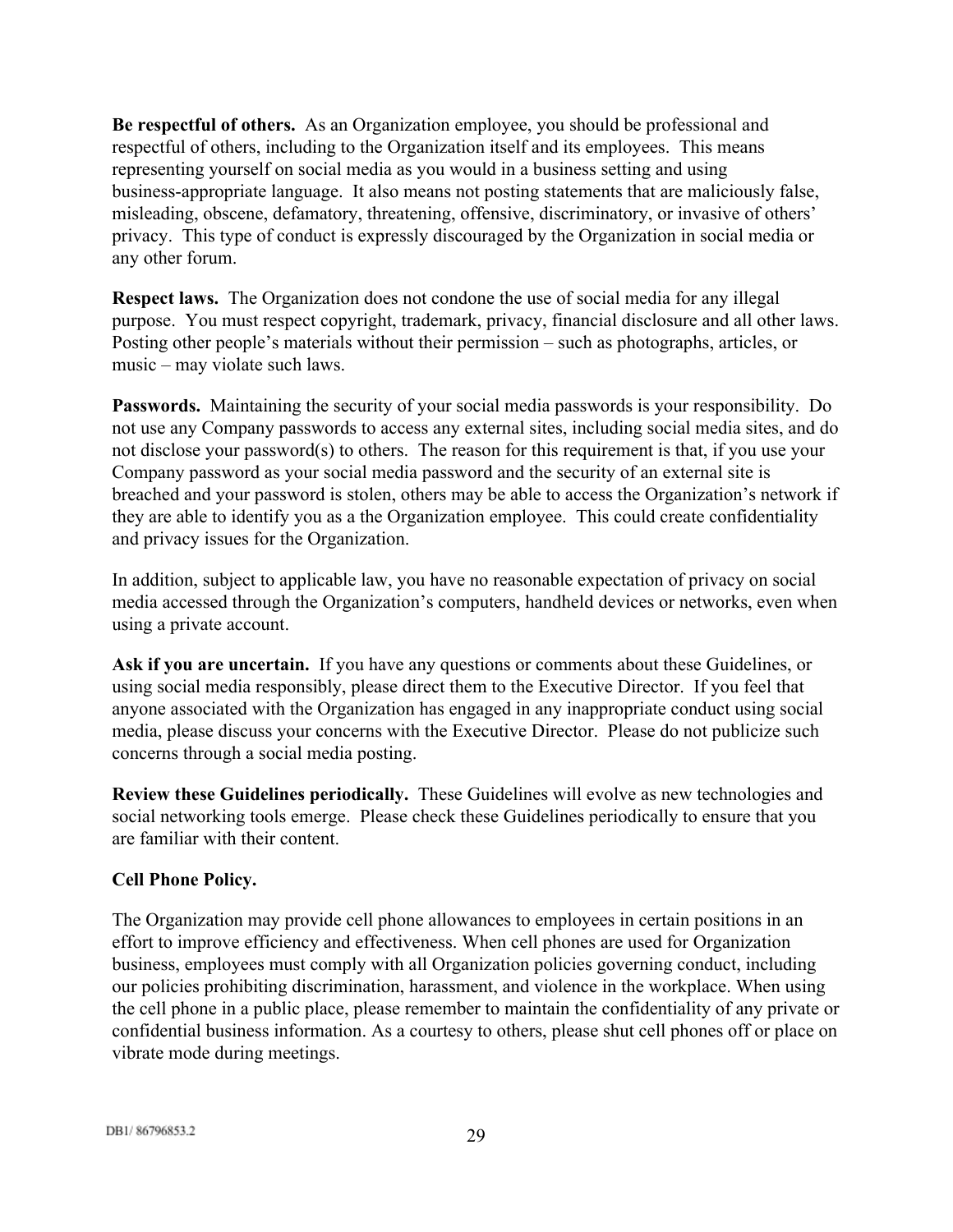**Be respectful of others.** As an Organization employee, you should be professional and respectful of others, including to the Organization itself and its employees. This means representing yourself on social media as you would in a business setting and using business-appropriate language. It also means not posting statements that are maliciously false, misleading, obscene, defamatory, threatening, offensive, discriminatory, or invasive of others' privacy. This type of conduct is expressly discouraged by the Organization in social media or any other forum.

**Respect laws.** The Organization does not condone the use of social media for any illegal purpose. You must respect copyright, trademark, privacy, financial disclosure and all other laws. Posting other people's materials without their permission – such as photographs, articles, or music – may violate such laws.

**Passwords.** Maintaining the security of your social media passwords is your responsibility. Do not use any Company passwords to access any external sites, including social media sites, and do not disclose your password(s) to others. The reason for this requirement is that, if you use your Company password as your social media password and the security of an external site is breached and your password is stolen, others may be able to access the Organization's network if they are able to identify you as a the Organization employee. This could create confidentiality and privacy issues for the Organization.

In addition, subject to applicable law, you have no reasonable expectation of privacy on social media accessed through the Organization's computers, handheld devices or networks, even when using a private account.

**Ask if you are uncertain.** If you have any questions or comments about these Guidelines, or using social media responsibly, please direct them to the Executive Director. If you feel that anyone associated with the Organization has engaged in any inappropriate conduct using social media, please discuss your concerns with the Executive Director. Please do not publicize such concerns through a social media posting.

**Review these Guidelines periodically.** These Guidelines will evolve as new technologies and social networking tools emerge. Please check these Guidelines periodically to ensure that you are familiar with their content.

**Cell Phone Policy.**

The Organization may provide cell phone allowances to employees in certain positions in an effort to improve efficiency and effectiveness. When cell phones are used for Organization business, employees must comply with all Organization policies governing conduct, including our policies prohibiting discrimination, harassment, and violence in the workplace. When using the cell phone in a public place, please remember to maintain the confidentiality of any private or confidential business information. As a courtesy to others, please shut cell phones off or place on vibrate mode during meetings.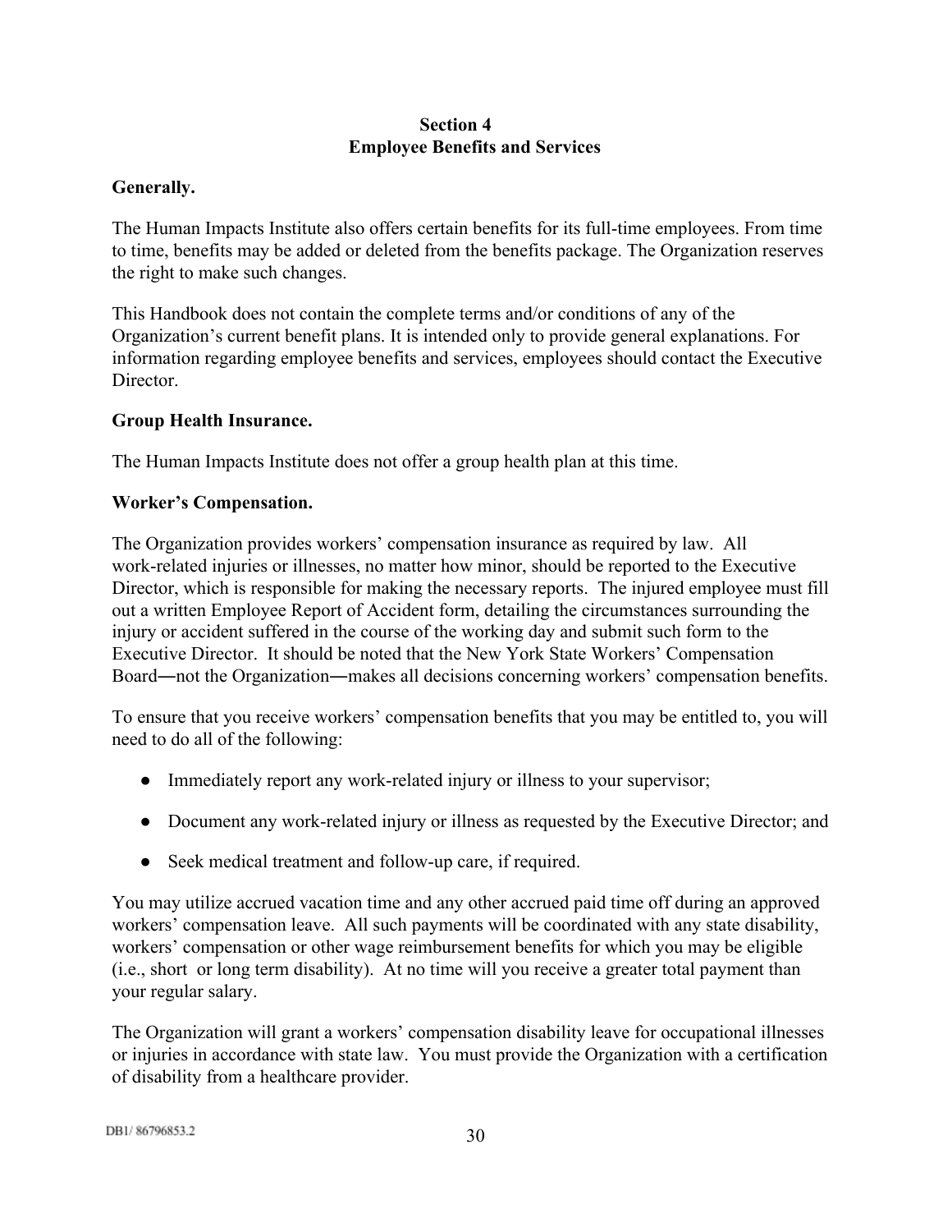## Section 4
## Employee Benefits and Services

**Generally.**

The Human Impacts Institute also offers certain benefits for its full-time employees. From time to time, benefits may be added or deleted from the benefits package. The Organization reserves the right to make such changes.

This Handbook does not contain the complete terms and/or conditions of any of the Organization's current benefit plans. It is intended only to provide general explanations. For information regarding employee benefits and services, employees should contact the Executive Director.

**Group Health Insurance.**

The Human Impacts Institute does not offer a group health plan at this time.

**Worker's Compensation.**

The Organization provides workers' compensation insurance as required by law. All work-related injuries or illnesses, no matter how minor, should be reported to the Executive Director, which is responsible for making the necessary reports. The injured employee must fill out a written Employee Report of Accident form, detailing the circumstances surrounding the injury or accident suffered in the course of the working day and submit such form to the Executive Director. It should be noted that the New York State Workers' Compensation Board―not the Organization―makes all decisions concerning workers' compensation benefits.

To ensure that you receive workers' compensation benefits that you may be entitled to, you will need to do all of the following:

- Immediately report any work-related injury or illness to your supervisor;
- Document any work-related injury or illness as requested by the Executive Director; and
- Seek medical treatment and follow-up care, if required.

You may utilize accrued vacation time and any other accrued paid time off during an approved workers' compensation leave. All such payments will be coordinated with any state disability, workers' compensation or other wage reimbursement benefits for which you may be eligible (i.e., short or long term disability). At no time will you receive a greater total payment than your regular salary.

The Organization will grant a workers' compensation disability leave for occupational illnesses or injuries in accordance with state law. You must provide the Organization with a certification of disability from a healthcare provider.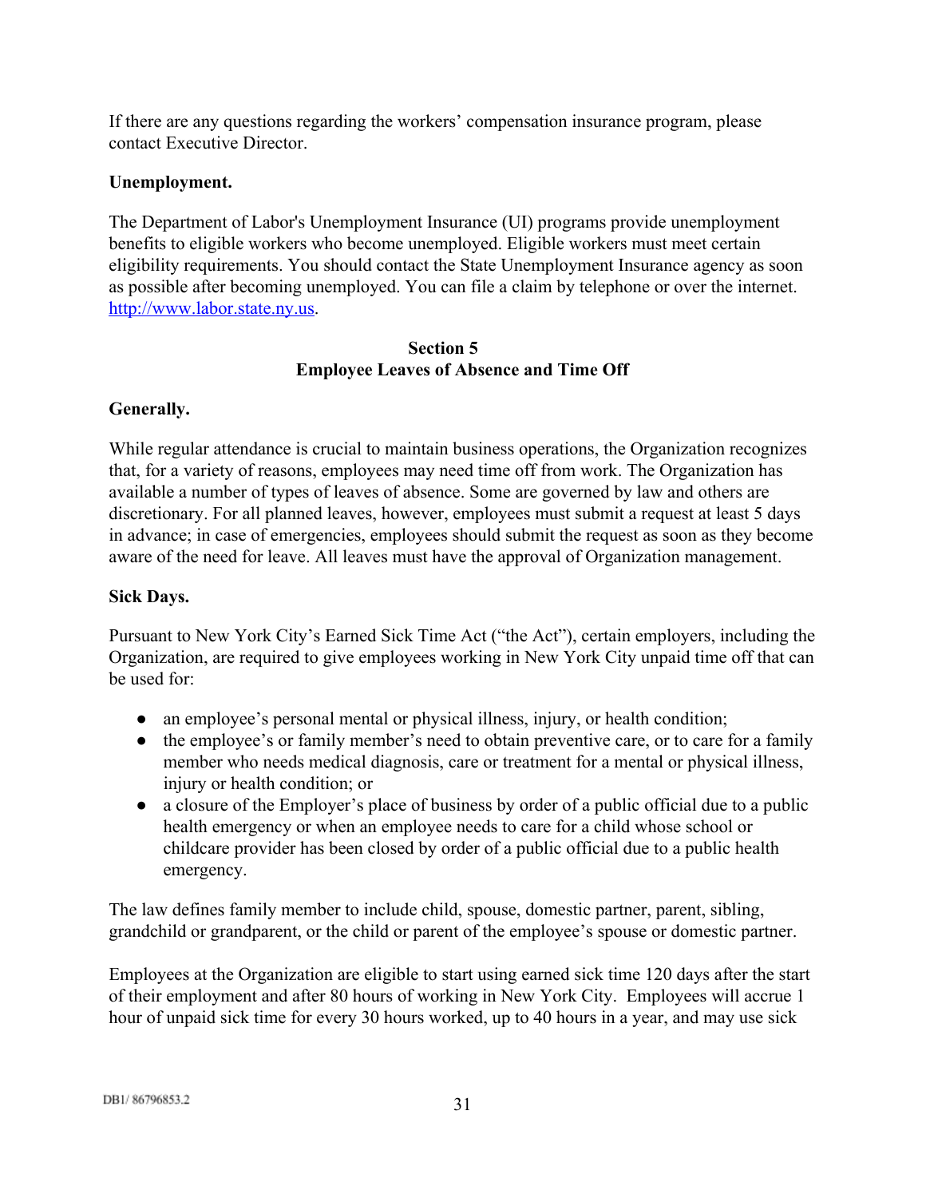If there are any questions regarding the workers' compensation insurance program, please contact Executive Director.

**Unemployment.**

The Department of Labor's Unemployment Insurance (UI) programs provide unemployment benefits to eligible workers who become unemployed. Eligible workers must meet certain eligibility requirements. You should contact the State Unemployment Insurance agency as soon as possible after becoming unemployed. You can file a claim by telephone or over the internet. [http://www.labor.state.ny.us](http://www.labor.state.ny.us).

## Section 5
## Employee Leaves of Absence and Time Off

**Generally.**

While regular attendance is crucial to maintain business operations, the Organization recognizes that, for a variety of reasons, employees may need time off from work. The Organization has available a number of types of leaves of absence. Some are governed by law and others are discretionary. For all planned leaves, however, employees must submit a request at least 5 days in advance; in case of emergencies, employees should submit the request as soon as they become aware of the need for leave. All leaves must have the approval of Organization management.

**Sick Days.**

Pursuant to New York City's Earned Sick Time Act ("the Act"), certain employers, including the Organization, are required to give employees working in New York City unpaid time off that can be used for:

- an employee's personal mental or physical illness, injury, or health condition;
- the employee's or family member's need to obtain preventive care, or to care for a family member who needs medical diagnosis, care or treatment for a mental or physical illness, injury or health condition; or
- a closure of the Employer's place of business by order of a public official due to a public health emergency or when an employee needs to care for a child whose school or childcare provider has been closed by order of a public official due to a public health emergency.

The law defines family member to include child, spouse, domestic partner, parent, sibling, grandchild or grandparent, or the child or parent of the employee's spouse or domestic partner.

Employees at the Organization are eligible to start using earned sick time 120 days after the start of their employment and after 80 hours of working in New York City. Employees will accrue 1 hour of unpaid sick time for every 30 hours worked, up to 40 hours in a year, and may use sick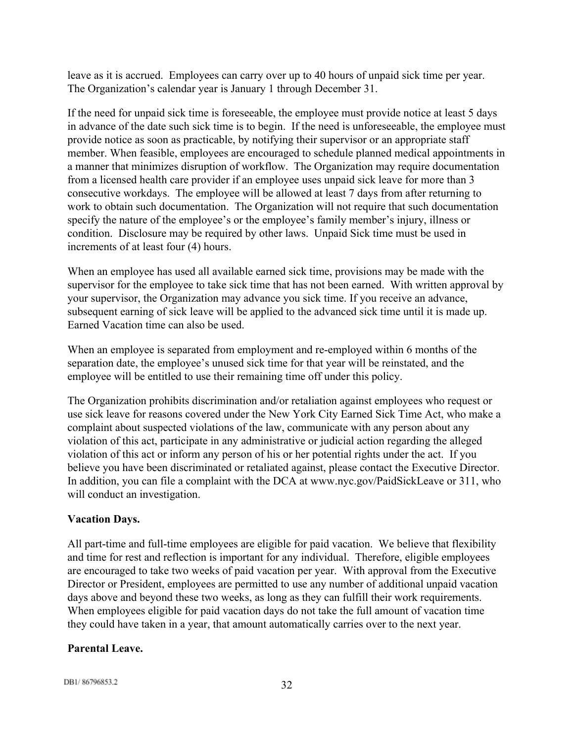leave as it is accrued. Employees can carry over up to 40 hours of unpaid sick time per year. The Organization's calendar year is January 1 through December 31.

If the need for unpaid sick time is foreseeable, the employee must provide notice at least 5 days in advance of the date such sick time is to begin. If the need is unforeseeable, the employee must provide notice as soon as practicable, by notifying their supervisor or an appropriate staff member. When feasible, employees are encouraged to schedule planned medical appointments in a manner that minimizes disruption of workflow. The Organization may require documentation from a licensed health care provider if an employee uses unpaid sick leave for more than 3 consecutive workdays. The employee will be allowed at least 7 days from after returning to work to obtain such documentation. The Organization will not require that such documentation specify the nature of the employee's or the employee's family member's injury, illness or condition. Disclosure may be required by other laws. Unpaid Sick time must be used in increments of at least four (4) hours.

When an employee has used all available earned sick time, provisions may be made with the supervisor for the employee to take sick time that has not been earned. With written approval by your supervisor, the Organization may advance you sick time. If you receive an advance, subsequent earning of sick leave will be applied to the advanced sick time until it is made up. Earned Vacation time can also be used.

When an employee is separated from employment and re-employed within 6 months of the separation date, the employee's unused sick time for that year will be reinstated, and the employee will be entitled to use their remaining time off under this policy.

The Organization prohibits discrimination and/or retaliation against employees who request or use sick leave for reasons covered under the New York City Earned Sick Time Act, who make a complaint about suspected violations of the law, communicate with any person about any violation of this act, participate in any administrative or judicial action regarding the alleged violation of this act or inform any person of his or her potential rights under the act. If you believe you have been discriminated or retaliated against, please contact the Executive Director. In addition, you can file a complaint with the DCA at www.nyc.gov/PaidSickLeave or 311, who will conduct an investigation.

**Vacation Days.**

All part-time and full-time employees are eligible for paid vacation. We believe that flexibility and time for rest and reflection is important for any individual. Therefore, eligible employees are encouraged to take two weeks of paid vacation per year. With approval from the Executive Director or President, employees are permitted to use any number of additional unpaid vacation days above and beyond these two weeks, as long as they can fulfill their work requirements. When employees eligible for paid vacation days do not take the full amount of vacation time they could have taken in a year, that amount automatically carries over to the next year.

**Parental Leave.**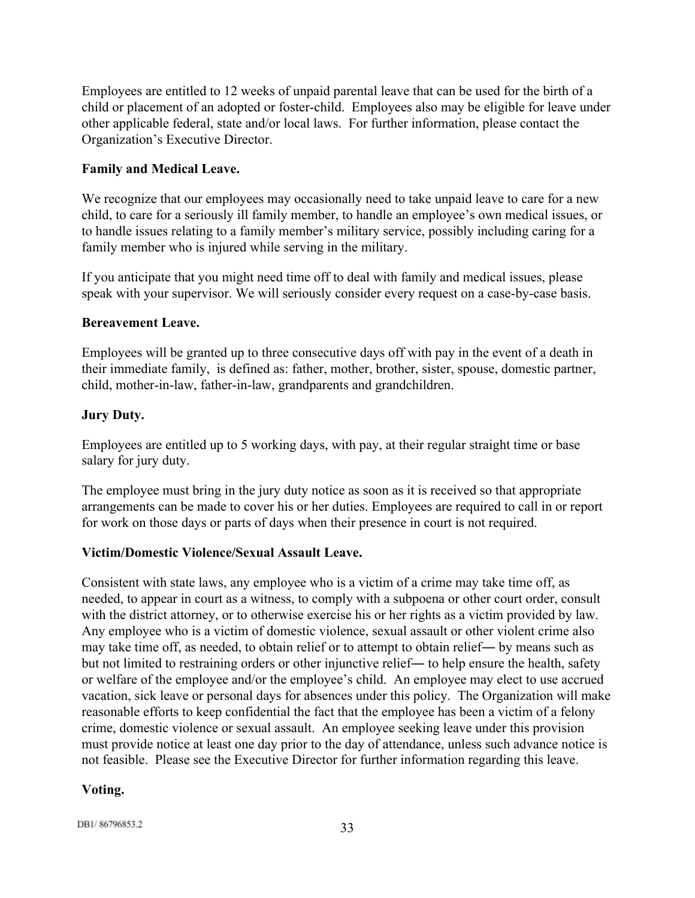Employees are entitled to 12 weeks of unpaid parental leave that can be used for the birth of a child or placement of an adopted or foster-child. Employees also may be eligible for leave under other applicable federal, state and/or local laws. For further information, please contact the Organization's Executive Director.

**Family and Medical Leave.**

We recognize that our employees may occasionally need to take unpaid leave to care for a new child, to care for a seriously ill family member, to handle an employee's own medical issues, or to handle issues relating to a family member's military service, possibly including caring for a family member who is injured while serving in the military.

If you anticipate that you might need time off to deal with family and medical issues, please speak with your supervisor. We will seriously consider every request on a case-by-case basis.

**Bereavement Leave.**

Employees will be granted up to three consecutive days off with pay in the event of a death in their immediate family, is defined as: father, mother, brother, sister, spouse, domestic partner, child, mother-in-law, father-in-law, grandparents and grandchildren.

**Jury Duty.**

Employees are entitled up to 5 working days, with pay, at their regular straight time or base salary for jury duty.

The employee must bring in the jury duty notice as soon as it is received so that appropriate arrangements can be made to cover his or her duties. Employees are required to call in or report for work on those days or parts of days when their presence in court is not required.

**Victim/Domestic Violence/Sexual Assault Leave.**

Consistent with state laws, any employee who is a victim of a crime may take time off, as needed, to appear in court as a witness, to comply with a subpoena or other court order, consult with the district attorney, or to otherwise exercise his or her rights as a victim provided by law. Any employee who is a victim of domestic violence, sexual assault or other violent crime also may take time off, as needed, to obtain relief or to attempt to obtain relief― by means such as but not limited to restraining orders or other injunctive relief― to help ensure the health, safety or welfare of the employee and/or the employee's child. An employee may elect to use accrued vacation, sick leave or personal days for absences under this policy. The Organization will make reasonable efforts to keep confidential the fact that the employee has been a victim of a felony crime, domestic violence or sexual assault. An employee seeking leave under this provision must provide notice at least one day prior to the day of attendance, unless such advance notice is not feasible. Please see the Executive Director for further information regarding this leave.

**Voting.**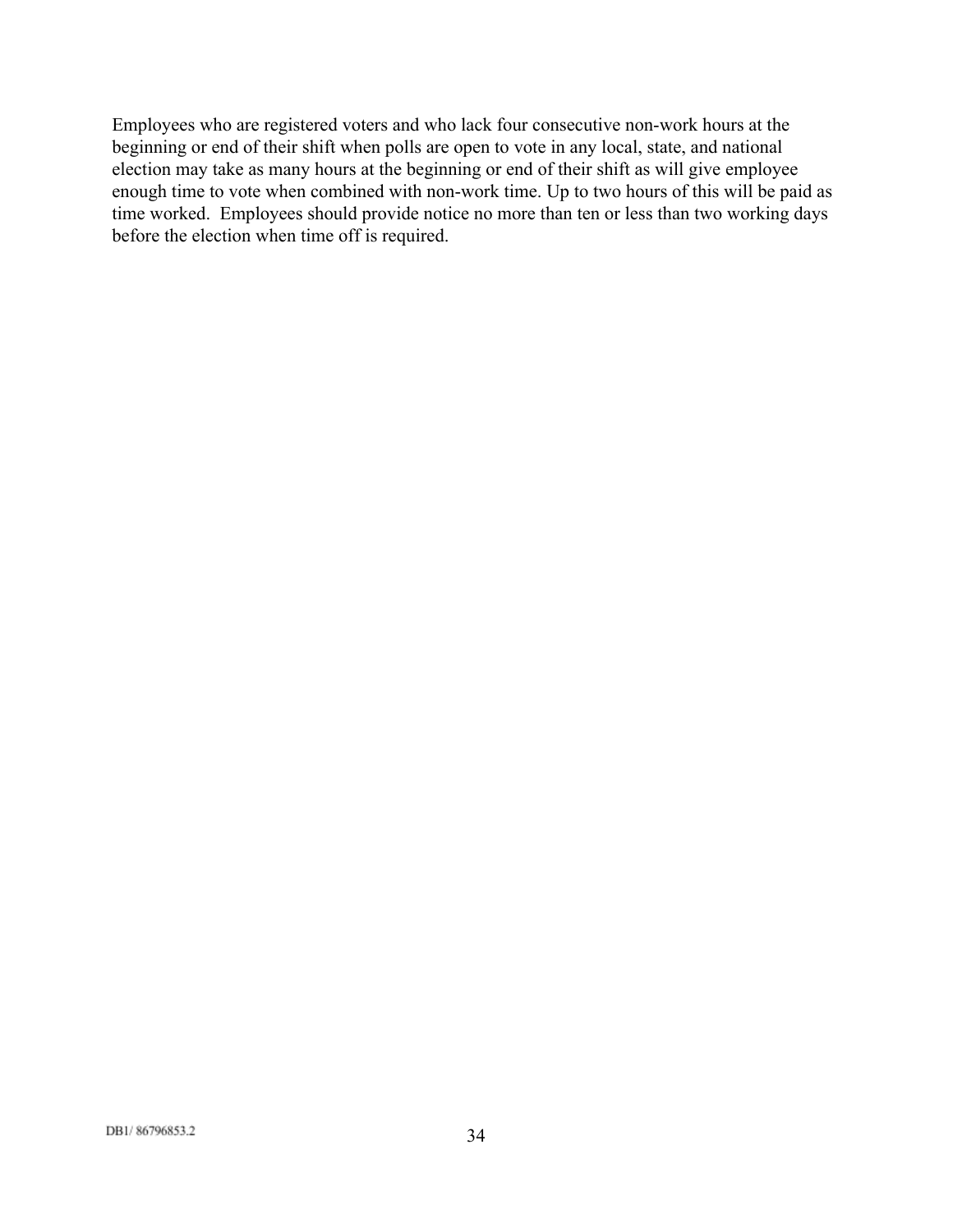Employees who are registered voters and who lack four consecutive non-work hours at the beginning or end of their shift when polls are open to vote in any local, state, and national election may take as many hours at the beginning or end of their shift as will give employee enough time to vote when combined with non-work time. Up to two hours of this will be paid as time worked.  Employees should provide notice no more than ten or less than two working days before the election when time off is required.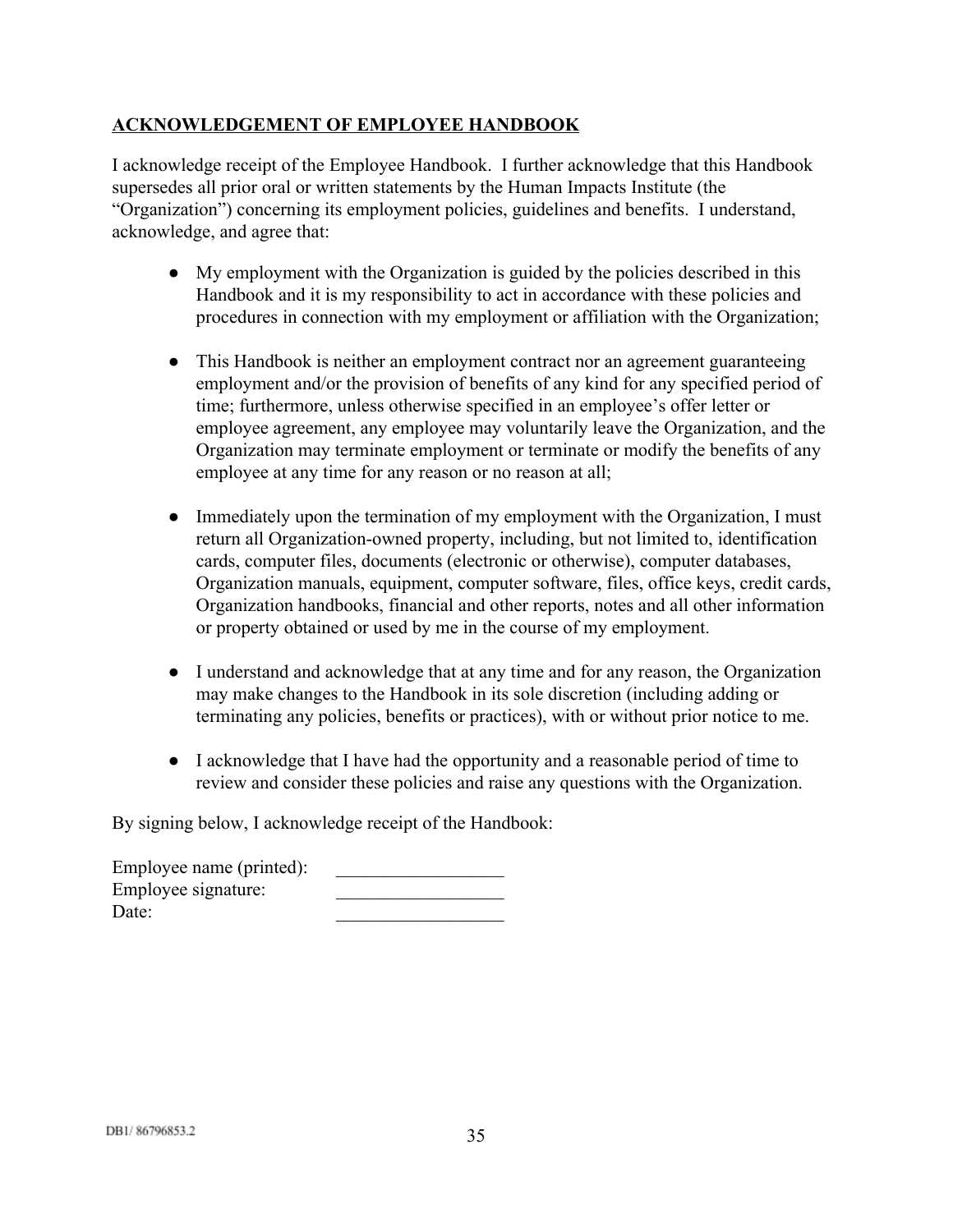## ACKNOWLEDGEMENT OF EMPLOYEE HANDBOOK

I acknowledge receipt of the Employee Handbook. I further acknowledge that this Handbook supersedes all prior oral or written statements by the Human Impacts Institute (the "Organization") concerning its employment policies, guidelines and benefits. I understand, acknowledge, and agree that:

- My employment with the Organization is guided by the policies described in this Handbook and it is my responsibility to act in accordance with these policies and procedures in connection with my employment or affiliation with the Organization;

- This Handbook is neither an employment contract nor an agreement guaranteeing employment and/or the provision of benefits of any kind for any specified period of time; furthermore, unless otherwise specified in an employee's offer letter or employee agreement, any employee may voluntarily leave the Organization, and the Organization may terminate employment or terminate or modify the benefits of any employee at any time for any reason or no reason at all;

- Immediately upon the termination of my employment with the Organization, I must return all Organization-owned property, including, but not limited to, identification cards, computer files, documents (electronic or otherwise), computer databases, Organization manuals, equipment, computer software, files, office keys, credit cards, Organization handbooks, financial and other reports, notes and all other information or property obtained or used by me in the course of my employment.

- I understand and acknowledge that at any time and for any reason, the Organization may make changes to the Handbook in its sole discretion (including adding or terminating any policies, benefits or practices), with or without prior notice to me.

- I acknowledge that I have had the opportunity and a reasonable period of time to review and consider these policies and raise any questions with the Organization.

By signing below, I acknowledge receipt of the Handbook:

Employee name (printed): \_\_\_\_\_\_\_\_\_\_\_\_\_\_\_\_\_\_
Employee signature: \_\_\_\_\_\_\_\_\_\_\_\_\_\_\_\_\_\_
Date: \_\_\_\_\_\_\_\_\_\_\_\_\_\_\_\_\_\_

DB1/ 86796853.2